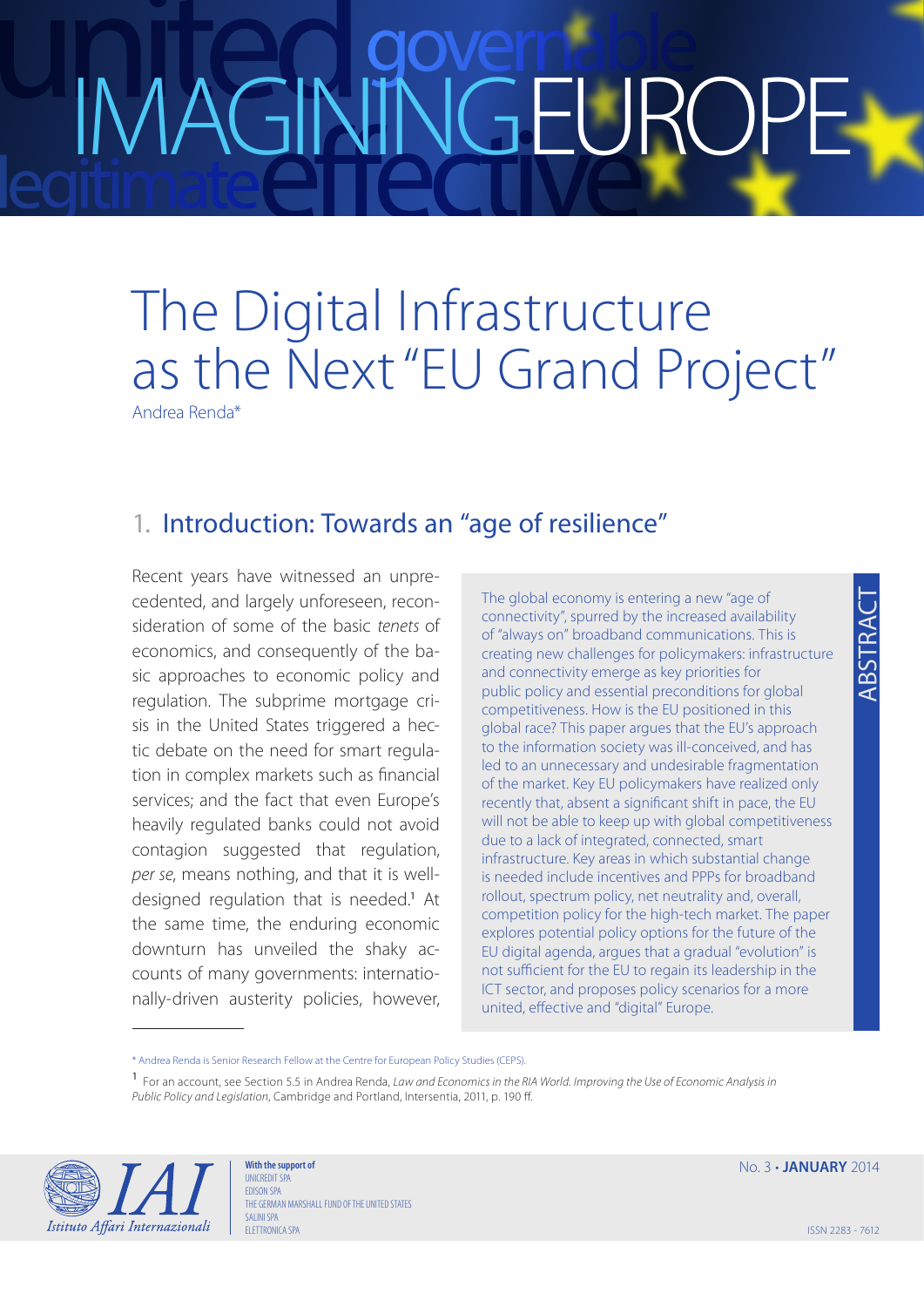# The Digital Infrastructure as the Next "EU Grand Project"

Andrea Renda*

**ABSTRACT**

The global economy is entering a new "age of connectivity", spurred by the increased availability of "always on" broadband communications. This is creating new challenges for policymakers: infrastructure and connectivity emerge as key priorities for public policy and essential preconditions for global competitiveness. How is the EU positioned in this global race? This paper argues that the EU's approach to the information society was ill-conceived, and has led to an unnecessary and undesirable fragmentation of the market. Key EU policymakers have realized only recently that, absent a significant shift in pace, the EU will not be able to keep up with global competitiveness due to a lack of integrated, connected, smart infrastructure. Key areas in which substantial change is needed include incentives and PPPs for broadband rollout, spectrum policy, net neutrality and, overall, competition policy for the high-tech market. The paper explores potential policy options for the future of the EU digital agenda, argues that a gradual "evolution" is not sufficient for the EU to regain its leadership in the ICT sector, and proposes policy scenarios for a more united, effective and "digital" Europe.

## 1. Introduction: Towards an "age of resilience"

Recent years have witnessed an unprecedented, and largely unforeseen, reconsideration of some of the basic *tenets* of economics, and consequently of the basic approaches to economic policy and regulation. The subprime mortgage crisis in the United States triggered a hectic debate on the need for smart regulation in complex markets such as financial services; and the fact that even Europe's heavily regulated banks could not avoid contagion suggested that regulation, *per se*, means nothing, and that it is well-designed regulation that is needed.[1] At the same time, the enduring economic downturn has unveiled the shaky accounts of many governments: internationally-driven austerity policies, however,

* Andrea Renda is Senior Research Fellow at the Centre for European Policy Studies (CEPS).

[1] For an account, see Section 5.5 in Andrea Renda, *Law and Economics in the RIA World. Improving the Use of Economic Analysis in Public Policy and Legislation*, Cambridge and Portland, Intersentia, 2011, p. 190 ff.

With the support of
UNICREDIT SPA
EDISON SPA
THE GERMAN MARSHALL FUND OF THE UNITED STATES
SALINI SPA
ELETTRONICA SPA

No. 3 • JANUARY 2014

ISSN 2283 - 7612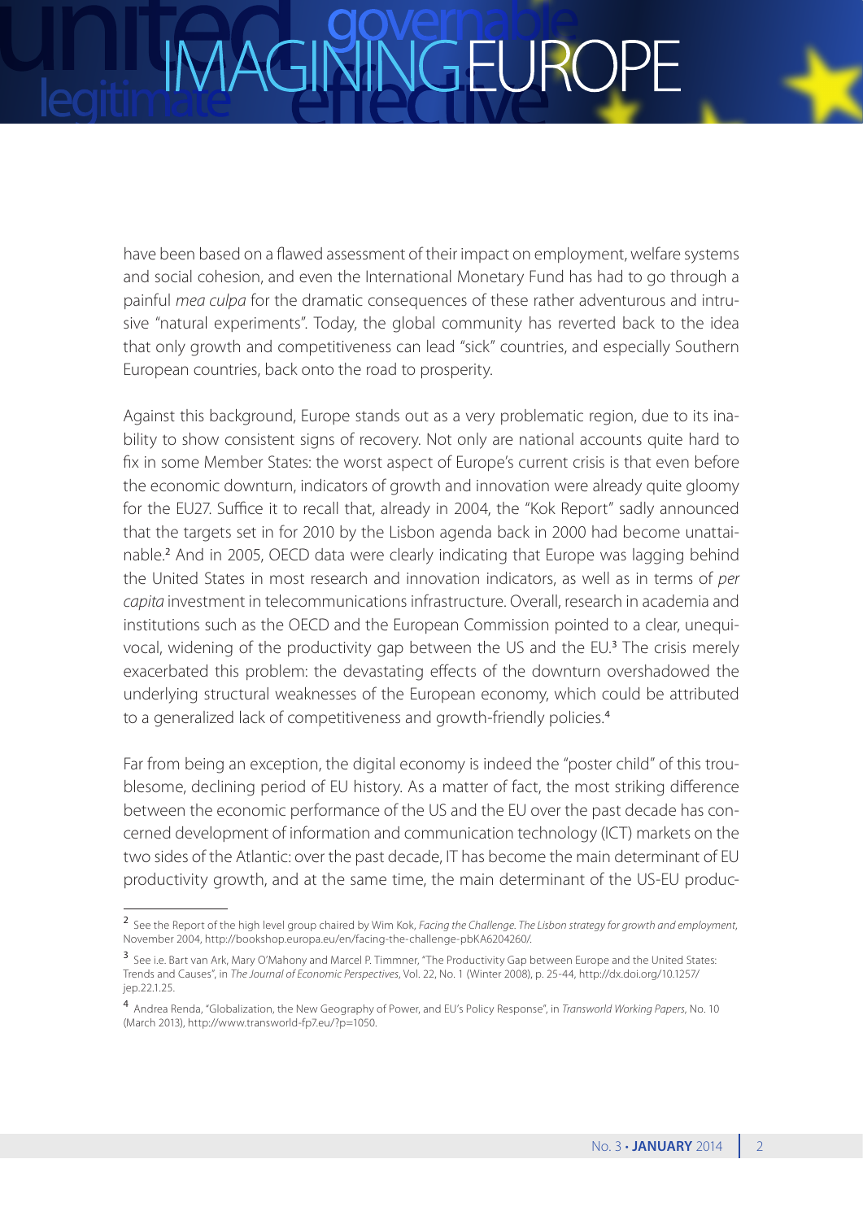have been based on a flawed assessment of their impact on employment, welfare systems and social cohesion, and even the International Monetary Fund has had to go through a painful *mea culpa* for the dramatic consequences of these rather adventurous and intrusive "natural experiments". Today, the global community has reverted back to the idea that only growth and competitiveness can lead "sick" countries, and especially Southern European countries, back onto the road to prosperity.

Against this background, Europe stands out as a very problematic region, due to its inability to show consistent signs of recovery. Not only are national accounts quite hard to fix in some Member States: the worst aspect of Europe's current crisis is that even before the economic downturn, indicators of growth and innovation were already quite gloomy for the EU27. Suffice it to recall that, already in 2004, the "Kok Report" sadly announced that the targets set in for 2010 by the Lisbon agenda back in 2000 had become unattainable.[2] And in 2005, OECD data were clearly indicating that Europe was lagging behind the United States in most research and innovation indicators, as well as in terms of *per capita* investment in telecommunications infrastructure. Overall, research in academia and institutions such as the OECD and the European Commission pointed to a clear, unequivocal, widening of the productivity gap between the US and the EU.[3] The crisis merely exacerbated this problem: the devastating effects of the downturn overshadowed the underlying structural weaknesses of the European economy, which could be attributed to a generalized lack of competitiveness and growth-friendly policies.[4]

Far from being an exception, the digital economy is indeed the "poster child" of this troublesome, declining period of EU history. As a matter of fact, the most striking difference between the economic performance of the US and the EU over the past decade has concerned development of information and communication technology (ICT) markets on the two sides of the Atlantic: over the past decade, IT has become the main determinant of EU productivity growth, and at the same time, the main determinant of the US-EU produc-

[2] See the Report of the high level group chaired by Wim Kok, *Facing the Challenge. The Lisbon strategy for growth and employment*, November 2004, http://bookshop.europa.eu/en/facing-the-challenge-pbKA6204260/.

[3] See i.e. Bart van Ark, Mary O'Mahony and Marcel P. Timmner, "The Productivity Gap between Europe and the United States: Trends and Causes", in *The Journal of Economic Perspectives*, Vol. 22, No. 1 (Winter 2008), p. 25-44, http://dx.doi.org/10.1257/jep.22.1.25.

[4] Andrea Renda, "Globalization, the New Geography of Power, and EU's Policy Response", in *Transworld Working Papers*, No. 10 (March 2013), http://www.transworld-fp7.eu/?p=1050.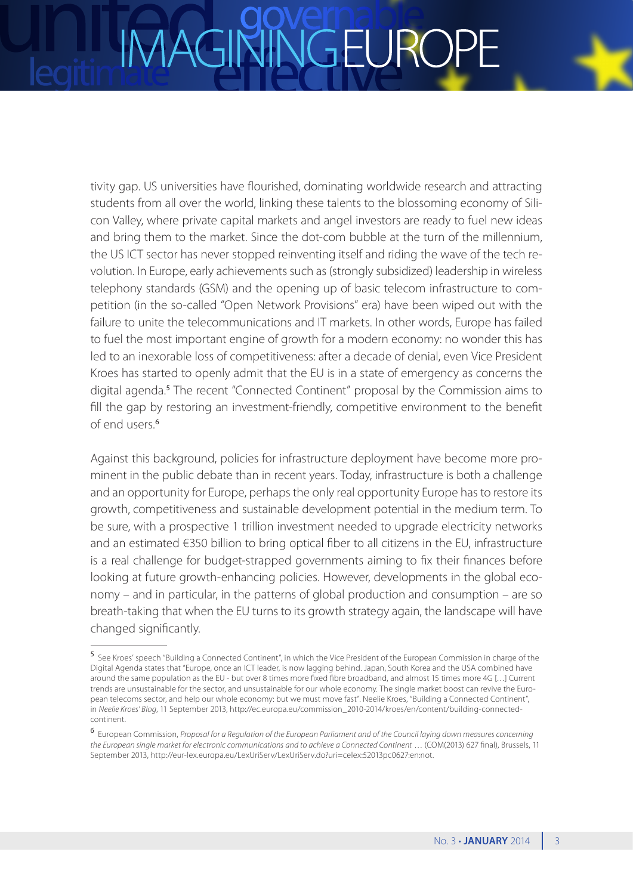tivity gap. US universities have flourished, dominating worldwide research and attracting students from all over the world, linking these talents to the blossoming economy of Silicon Valley, where private capital markets and angel investors are ready to fuel new ideas and bring them to the market. Since the dot-com bubble at the turn of the millennium, the US ICT sector has never stopped reinventing itself and riding the wave of the tech revolution. In Europe, early achievements such as (strongly subsidized) leadership in wireless telephony standards (GSM) and the opening up of basic telecom infrastructure to competition (in the so-called "Open Network Provisions" era) have been wiped out with the failure to unite the telecommunications and IT markets. In other words, Europe has failed to fuel the most important engine of growth for a modern economy: no wonder this has led to an inexorable loss of competitiveness: after a decade of denial, even Vice President Kroes has started to openly admit that the EU is in a state of emergency as concerns the digital agenda.[5] The recent "Connected Continent" proposal by the Commission aims to fill the gap by restoring an investment-friendly, competitive environment to the benefit of end users.[6]

Against this background, policies for infrastructure deployment have become more prominent in the public debate than in recent years. Today, infrastructure is both a challenge and an opportunity for Europe, perhaps the only real opportunity Europe has to restore its growth, competitiveness and sustainable development potential in the medium term. To be sure, with a prospective 1 trillion investment needed to upgrade electricity networks and an estimated €350 billion to bring optical fiber to all citizens in the EU, infrastructure is a real challenge for budget-strapped governments aiming to fix their finances before looking at future growth-enhancing policies. However, developments in the global economy – and in particular, in the patterns of global production and consumption – are so breath-taking that when the EU turns to its growth strategy again, the landscape will have changed significantly.

---

[5] See Kroes' speech "Building a Connected Continent", in which the Vice President of the European Commission in charge of the Digital Agenda states that "Europe, once an ICT leader, is now lagging behind. Japan, South Korea and the USA combined have around the same population as the EU - but over 8 times more fixed fibre broadband, and almost 15 times more 4G […] Current trends are unsustainable for the sector, and unsustainable for our whole economy. The single market boost can revive the European telecoms sector, and help our whole economy: but we must move fast". Neelie Kroes, "Building a Connected Continent", in *Neelie Kroes' Blog*, 11 September 2013, http://ec.europa.eu/commission_2010-2014/kroes/en/content/building-connected-continent.

[6] European Commission, *Proposal for a Regulation of the European Parliament and of the Council laying down measures concerning the European single market for electronic communications and to achieve a Connected Continent* … (COM(2013) 627 final), Brussels, 11 September 2013, http://eur-lex.europa.eu/LexUriServ/LexUriServ.do?uri=celex:52013pc0627:en:not.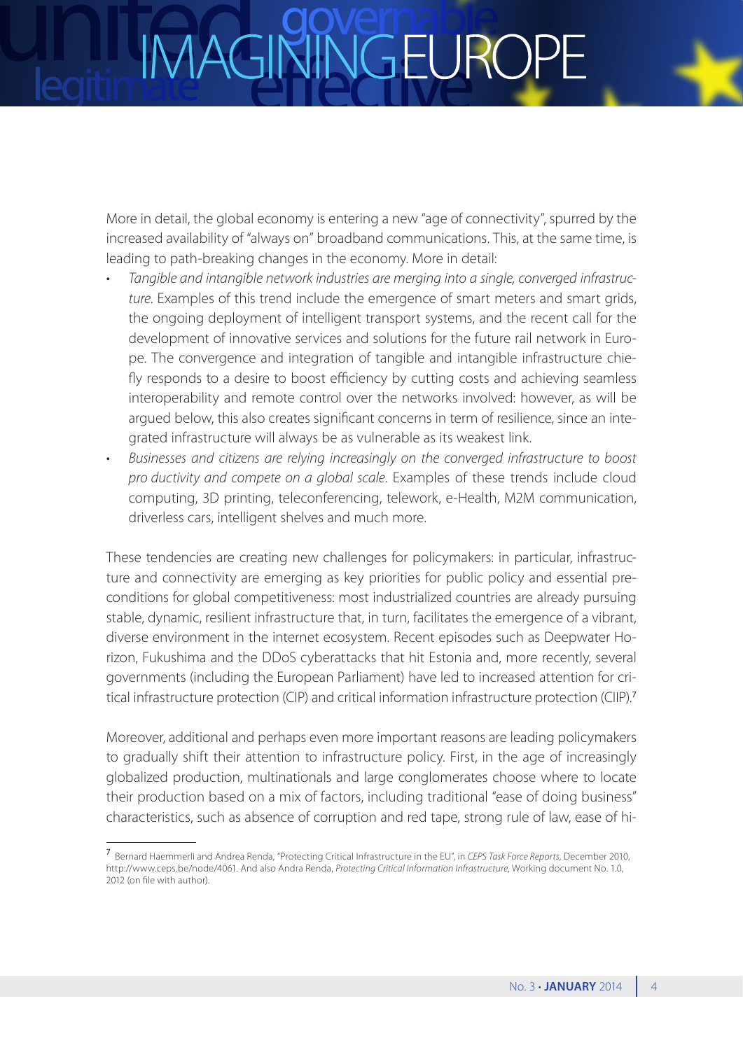More in detail, the global economy is entering a new "age of connectivity", spurred by the increased availability of "always on" broadband communications. This, at the same time, is leading to path-breaking changes in the economy. More in detail:

- *Tangible and intangible network industries are merging into a single, converged infrastructure.* Examples of this trend include the emergence of smart meters and smart grids, the ongoing deployment of intelligent transport systems, and the recent call for the development of innovative services and solutions for the future rail network in Europe. The convergence and integration of tangible and intangible infrastructure chiefly responds to a desire to boost efficiency by cutting costs and achieving seamless interoperability and remote control over the networks involved: however, as will be argued below, this also creates significant concerns in term of resilience, since an integrated infrastructure will always be as vulnerable as its weakest link.
- *Businesses and citizens are relying increasingly on the converged infrastructure to boost pro ductivity and compete on a global scale.* Examples of these trends include cloud computing, 3D printing, teleconferencing, telework, e-Health, M2M communication, driverless cars, intelligent shelves and much more.

These tendencies are creating new challenges for policymakers: in particular, infrastructure and connectivity are emerging as key priorities for public policy and essential preconditions for global competitiveness: most industrialized countries are already pursuing stable, dynamic, resilient infrastructure that, in turn, facilitates the emergence of a vibrant, diverse environment in the internet ecosystem. Recent episodes such as Deepwater Horizon, Fukushima and the DDoS cyberattacks that hit Estonia and, more recently, several governments (including the European Parliament) have led to increased attention for critical infrastructure protection (CIP) and critical information infrastructure protection (CIIP).[7]

Moreover, additional and perhaps even more important reasons are leading policymakers to gradually shift their attention to infrastructure policy. First, in the age of increasingly globalized production, multinationals and large conglomerates choose where to locate their production based on a mix of factors, including traditional "ease of doing business" characteristics, such as absence of corruption and red tape, strong rule of law, ease of hi-

---

[7] Bernard Haemmerli and Andrea Renda, "Protecting Critical Infrastructure in the EU", in *CEPS Task Force Reports*, December 2010, http://www.ceps.be/node/4061. And also Andra Renda, *Protecting Critical Information Infrastructure*, Working document No. 1.0, 2012 (on file with author).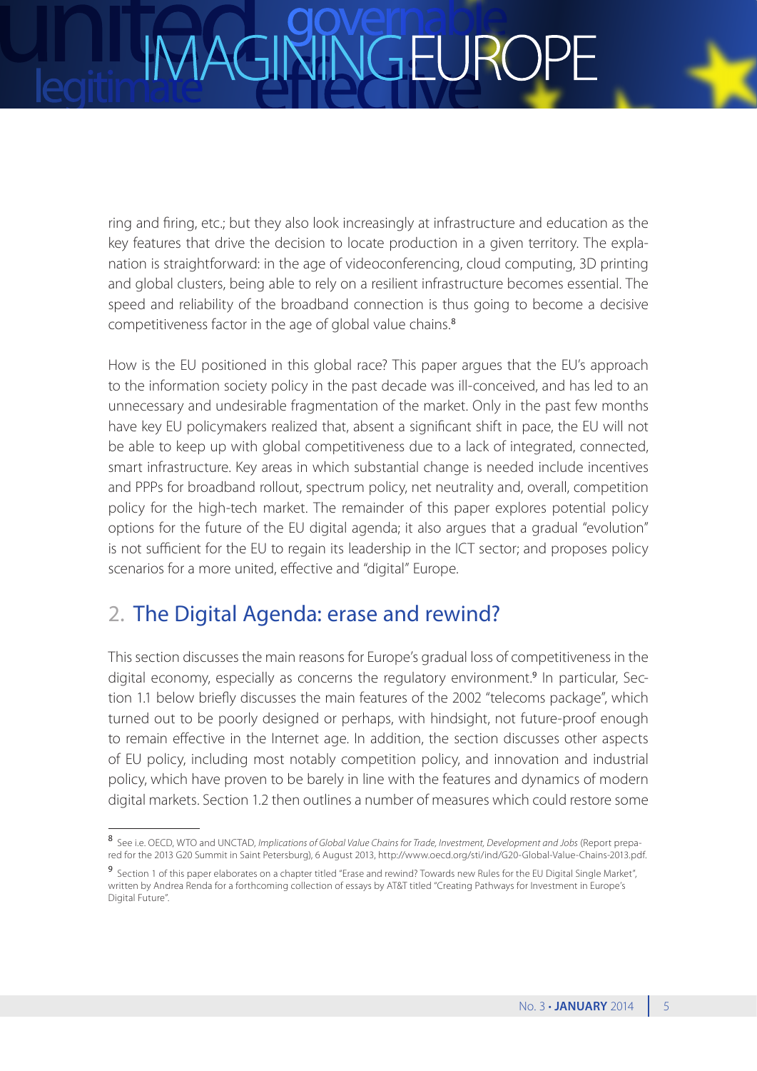ring and firing, etc.; but they also look increasingly at infrastructure and education as the key features that drive the decision to locate production in a given territory. The explanation is straightforward: in the age of videoconferencing, cloud computing, 3D printing and global clusters, being able to rely on a resilient infrastructure becomes essential. The speed and reliability of the broadband connection is thus going to become a decisive competitiveness factor in the age of global value chains.[8]

How is the EU positioned in this global race? This paper argues that the EU's approach to the information society policy in the past decade was ill-conceived, and has led to an unnecessary and undesirable fragmentation of the market. Only in the past few months have key EU policymakers realized that, absent a significant shift in pace, the EU will not be able to keep up with global competitiveness due to a lack of integrated, connected, smart infrastructure. Key areas in which substantial change is needed include incentives and PPPs for broadband rollout, spectrum policy, net neutrality and, overall, competition policy for the high-tech market. The remainder of this paper explores potential policy options for the future of the EU digital agenda; it also argues that a gradual "evolution" is not sufficient for the EU to regain its leadership in the ICT sector; and proposes policy scenarios for a more united, effective and "digital" Europe.

## 2. The Digital Agenda: erase and rewind?

This section discusses the main reasons for Europe's gradual loss of competitiveness in the digital economy, especially as concerns the regulatory environment.[9] In particular, Section 1.1 below briefly discusses the main features of the 2002 "telecoms package", which turned out to be poorly designed or perhaps, with hindsight, not future-proof enough to remain effective in the Internet age. In addition, the section discusses other aspects of EU policy, including most notably competition policy, and innovation and industrial policy, which have proven to be barely in line with the features and dynamics of modern digital markets. Section 1.2 then outlines a number of measures which could restore some

---

[8] See i.e. OECD, WTO and UNCTAD, *Implications of Global Value Chains for Trade, Investment, Development and Jobs* (Report prepared for the 2013 G20 Summit in Saint Petersburg), 6 August 2013, http://www.oecd.org/sti/ind/G20-Global-Value-Chains-2013.pdf.

[9] Section 1 of this paper elaborates on a chapter titled "Erase and rewind? Towards new Rules for the EU Digital Single Market", written by Andrea Renda for a forthcoming collection of essays by AT&T titled "Creating Pathways for Investment in Europe's Digital Future".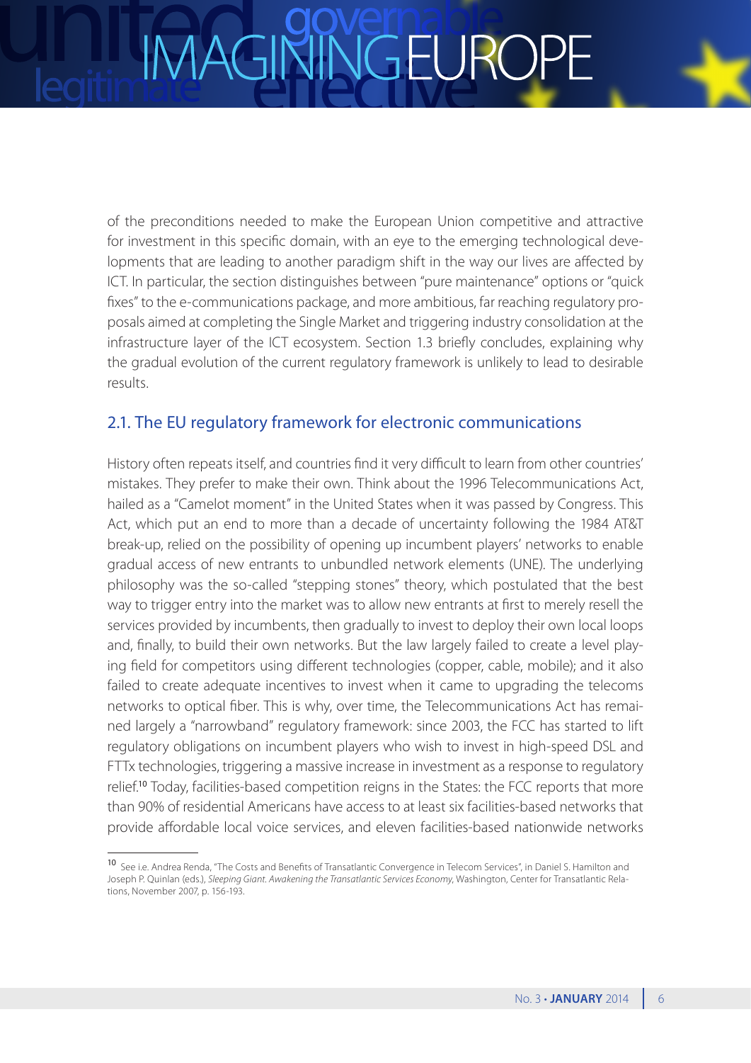of the preconditions needed to make the European Union competitive and attractive for investment in this specific domain, with an eye to the emerging technological developments that are leading to another paradigm shift in the way our lives are affected by ICT. In particular, the section distinguishes between "pure maintenance" options or "quick fixes" to the e-communications package, and more ambitious, far reaching regulatory proposals aimed at completing the Single Market and triggering industry consolidation at the infrastructure layer of the ICT ecosystem. Section 1.3 briefly concludes, explaining why the gradual evolution of the current regulatory framework is unlikely to lead to desirable results.

## 2.1. The EU regulatory framework for electronic communications

History often repeats itself, and countries find it very difficult to learn from other countries' mistakes. They prefer to make their own. Think about the 1996 Telecommunications Act, hailed as a "Camelot moment" in the United States when it was passed by Congress. This Act, which put an end to more than a decade of uncertainty following the 1984 AT&T break-up, relied on the possibility of opening up incumbent players' networks to enable gradual access of new entrants to unbundled network elements (UNE). The underlying philosophy was the so-called "stepping stones" theory, which postulated that the best way to trigger entry into the market was to allow new entrants at first to merely resell the services provided by incumbents, then gradually to invest to deploy their own local loops and, finally, to build their own networks. But the law largely failed to create a level playing field for competitors using different technologies (copper, cable, mobile); and it also failed to create adequate incentives to invest when it came to upgrading the telecoms networks to optical fiber. This is why, over time, the Telecommunications Act has remained largely a "narrowband" regulatory framework: since 2003, the FCC has started to lift regulatory obligations on incumbent players who wish to invest in high-speed DSL and FTTx technologies, triggering a massive increase in investment as a response to regulatory relief.[10] Today, facilities-based competition reigns in the States: the FCC reports that more than 90% of residential Americans have access to at least six facilities-based networks that provide affordable local voice services, and eleven facilities-based nationwide networks

[10] See i.e. Andrea Renda, "The Costs and Benefits of Transatlantic Convergence in Telecom Services", in Daniel S. Hamilton and Joseph P. Quinlan (eds.), *Sleeping Giant. Awakening the Transatlantic Services Economy*, Washington, Center for Transatlantic Relations, November 2007, p. 156-193.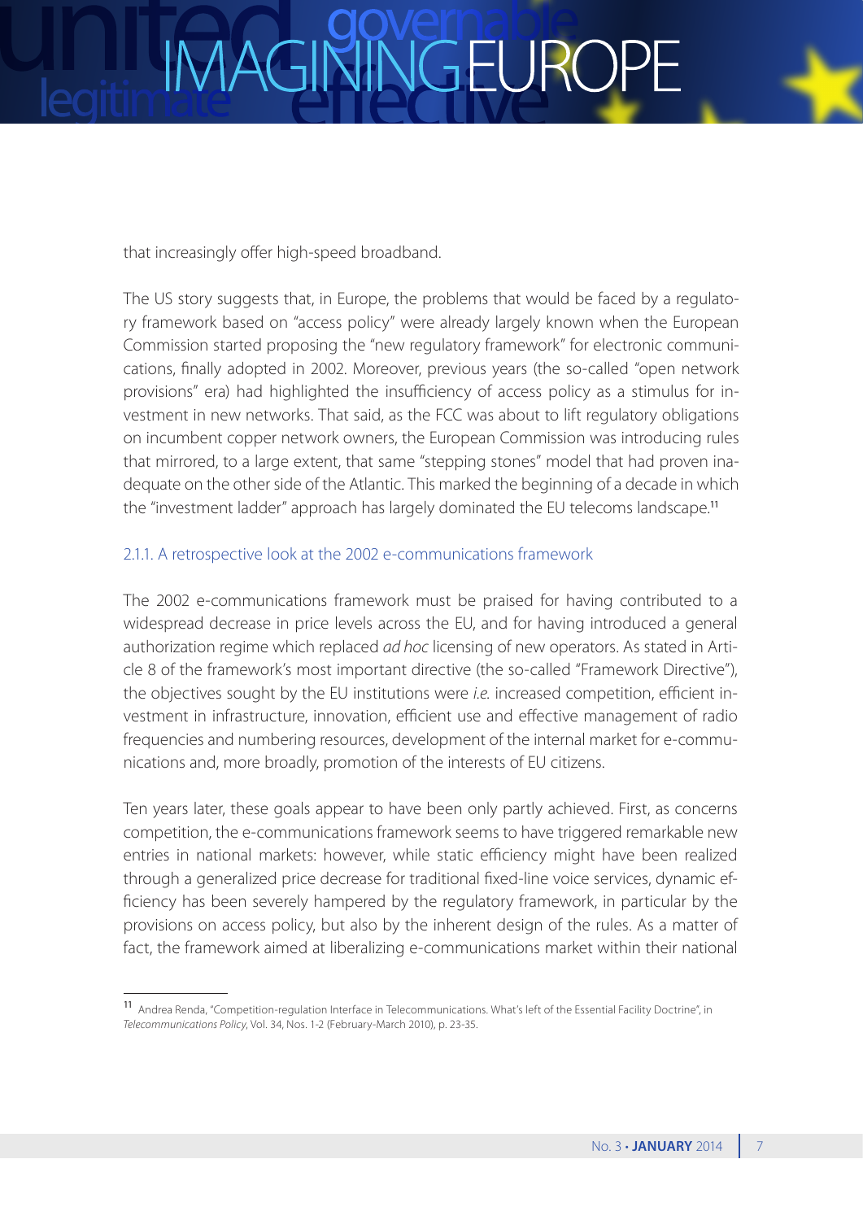that increasingly offer high-speed broadband.

The US story suggests that, in Europe, the problems that would be faced by a regulatory framework based on "access policy" were already largely known when the European Commission started proposing the "new regulatory framework" for electronic communications, finally adopted in 2002. Moreover, previous years (the so-called "open network provisions" era) had highlighted the insufficiency of access policy as a stimulus for investment in new networks. That said, as the FCC was about to lift regulatory obligations on incumbent copper network owners, the European Commission was introducing rules that mirrored, to a large extent, that same "stepping stones" model that had proven inadequate on the other side of the Atlantic. This marked the beginning of a decade in which the "investment ladder" approach has largely dominated the EU telecoms landscape.[11]

### 2.1.1. A retrospective look at the 2002 e-communications framework

The 2002 e-communications framework must be praised for having contributed to a widespread decrease in price levels across the EU, and for having introduced a general authorization regime which replaced *ad hoc* licensing of new operators. As stated in Article 8 of the framework's most important directive (the so-called "Framework Directive"), the objectives sought by the EU institutions were *i.e.* increased competition, efficient investment in infrastructure, innovation, efficient use and effective management of radio frequencies and numbering resources, development of the internal market for e-communications and, more broadly, promotion of the interests of EU citizens.

Ten years later, these goals appear to have been only partly achieved. First, as concerns competition, the e-communications framework seems to have triggered remarkable new entries in national markets: however, while static efficiency might have been realized through a generalized price decrease for traditional fixed-line voice services, dynamic efficiency has been severely hampered by the regulatory framework, in particular by the provisions on access policy, but also by the inherent design of the rules. As a matter of fact, the framework aimed at liberalizing e-communications market within their national

[11] Andrea Renda, "Competition-regulation Interface in Telecommunications. What's left of the Essential Facility Doctrine", in *Telecommunications Policy*, Vol. 34, Nos. 1-2 (February-March 2010), p. 23-35.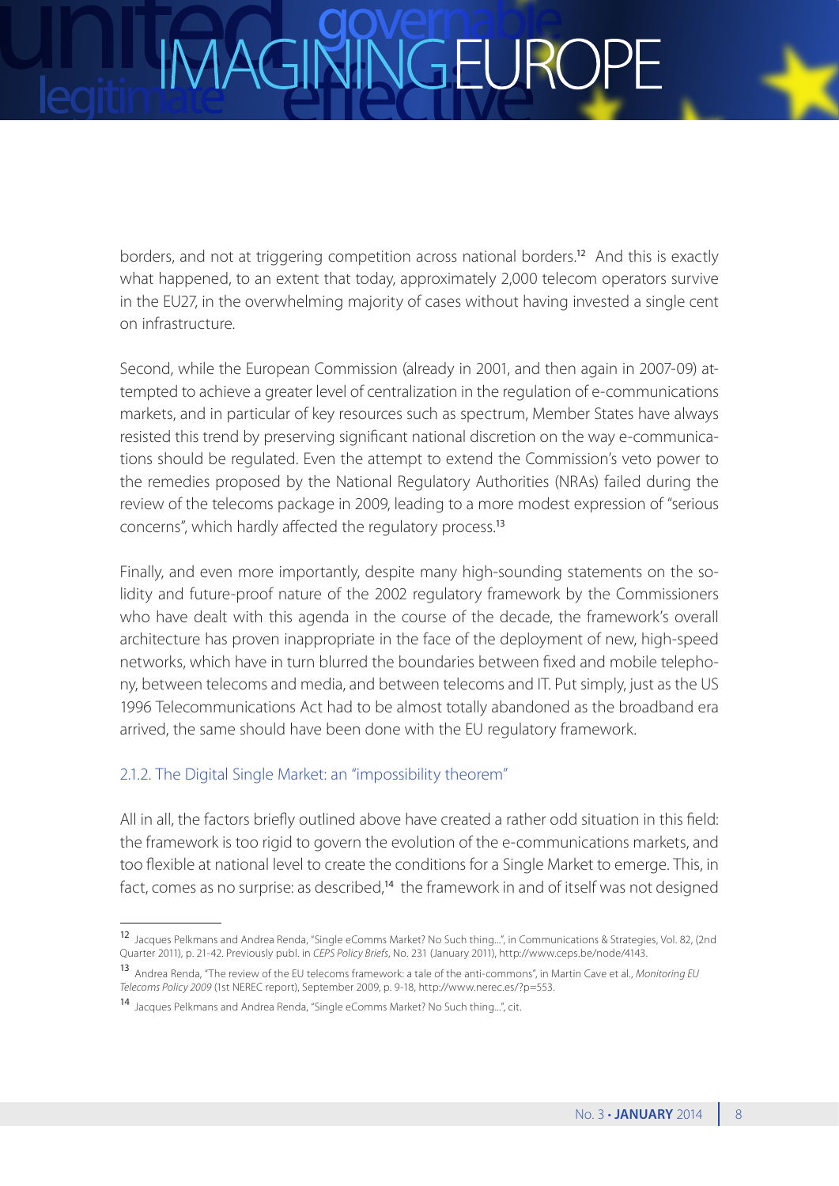borders, and not at triggering competition across national borders.[12] And this is exactly what happened, to an extent that today, approximately 2,000 telecom operators survive in the EU27, in the overwhelming majority of cases without having invested a single cent on infrastructure.

Second, while the European Commission (already in 2001, and then again in 2007-09) attempted to achieve a greater level of centralization in the regulation of e-communications markets, and in particular of key resources such as spectrum, Member States have always resisted this trend by preserving significant national discretion on the way e-communications should be regulated. Even the attempt to extend the Commission's veto power to the remedies proposed by the National Regulatory Authorities (NRAs) failed during the review of the telecoms package in 2009, leading to a more modest expression of "serious concerns", which hardly affected the regulatory process.[13]

Finally, and even more importantly, despite many high-sounding statements on the solidity and future-proof nature of the 2002 regulatory framework by the Commissioners who have dealt with this agenda in the course of the decade, the framework's overall architecture has proven inappropriate in the face of the deployment of new, high-speed networks, which have in turn blurred the boundaries between fixed and mobile telephony, between telecoms and media, and between telecoms and IT. Put simply, just as the US 1996 Telecommunications Act had to be almost totally abandoned as the broadband era arrived, the same should have been done with the EU regulatory framework.

### 2.1.2. The Digital Single Market: an "impossibility theorem"

All in all, the factors briefly outlined above have created a rather odd situation in this field: the framework is too rigid to govern the evolution of the e-communications markets, and too flexible at national level to create the conditions for a Single Market to emerge. This, in fact, comes as no surprise: as described,[14] the framework in and of itself was not designed

---

[12] Jacques Pelkmans and Andrea Renda, "Single eComms Market? No Such thing...", in Communications & Strategies, Vol. 82, (2nd Quarter 2011), p. 21-42. Previously publ. in *CEPS Policy Briefs*, No. 231 (January 2011), http://www.ceps.be/node/4143.

[13] Andrea Renda, "The review of the EU telecoms framework: a tale of the anti-commons", in Martin Cave et al., *Monitoring EU Telecoms Policy 2009* (1st NEREC report), September 2009, p. 9-18, http://www.nerec.es/?p=553.

[14] Jacques Pelkmans and Andrea Renda, "Single eComms Market? No Such thing...", cit.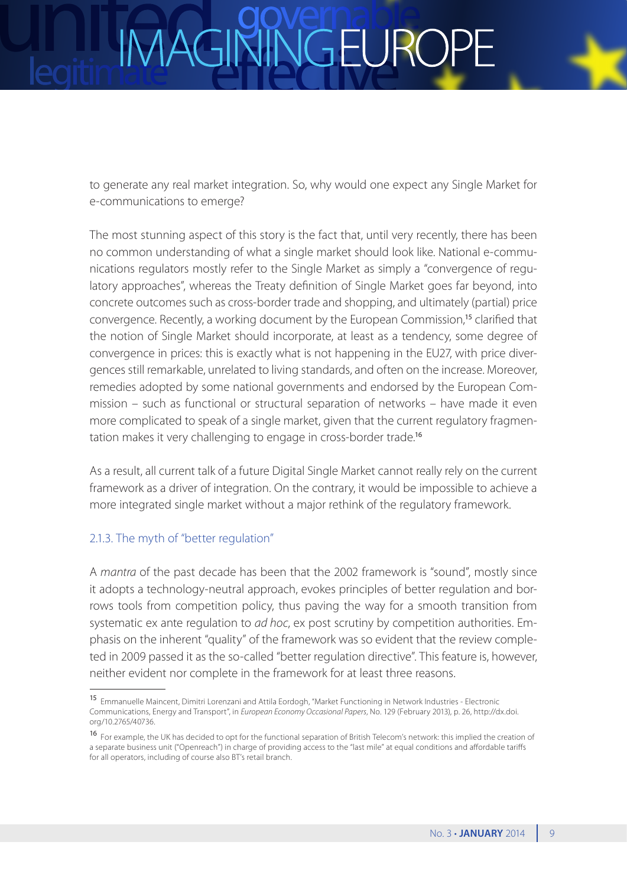to generate any real market integration. So, why would one expect any Single Market for e-communications to emerge?

The most stunning aspect of this story is the fact that, until very recently, there has been no common understanding of what a single market should look like. National e-communications regulators mostly refer to the Single Market as simply a "convergence of regulatory approaches", whereas the Treaty definition of Single Market goes far beyond, into concrete outcomes such as cross-border trade and shopping, and ultimately (partial) price convergence. Recently, a working document by the European Commission,[15] clarified that the notion of Single Market should incorporate, at least as a tendency, some degree of convergence in prices: this is exactly what is not happening in the EU27, with price divergences still remarkable, unrelated to living standards, and often on the increase. Moreover, remedies adopted by some national governments and endorsed by the European Commission – such as functional or structural separation of networks – have made it even more complicated to speak of a single market, given that the current regulatory fragmentation makes it very challenging to engage in cross-border trade.[16]

As a result, all current talk of a future Digital Single Market cannot really rely on the current framework as a driver of integration. On the contrary, it would be impossible to achieve a more integrated single market without a major rethink of the regulatory framework.

### 2.1.3. The myth of "better regulation"

A *mantra* of the past decade has been that the 2002 framework is "sound", mostly since it adopts a technology-neutral approach, evokes principles of better regulation and borrows tools from competition policy, thus paving the way for a smooth transition from systematic ex ante regulation to *ad hoc*, ex post scrutiny by competition authorities. Emphasis on the inherent "quality" of the framework was so evident that the review completed in 2009 passed it as the so-called "better regulation directive". This feature is, however, neither evident nor complete in the framework for at least three reasons.

---

[15] Emmanuelle Maincent, Dimitri Lorenzani and Attila Eordogh, "Market Functioning in Network Industries - Electronic Communications, Energy and Transport", in *European Economy Occasional Papers*, No. 129 (February 2013), p. 26, http://dx.doi.org/10.2765/40736.

[16] For example, the UK has decided to opt for the functional separation of British Telecom's network: this implied the creation of a separate business unit ("Openreach") in charge of providing access to the "last mile" at equal conditions and affordable tariffs for all operators, including of course also BT's retail branch.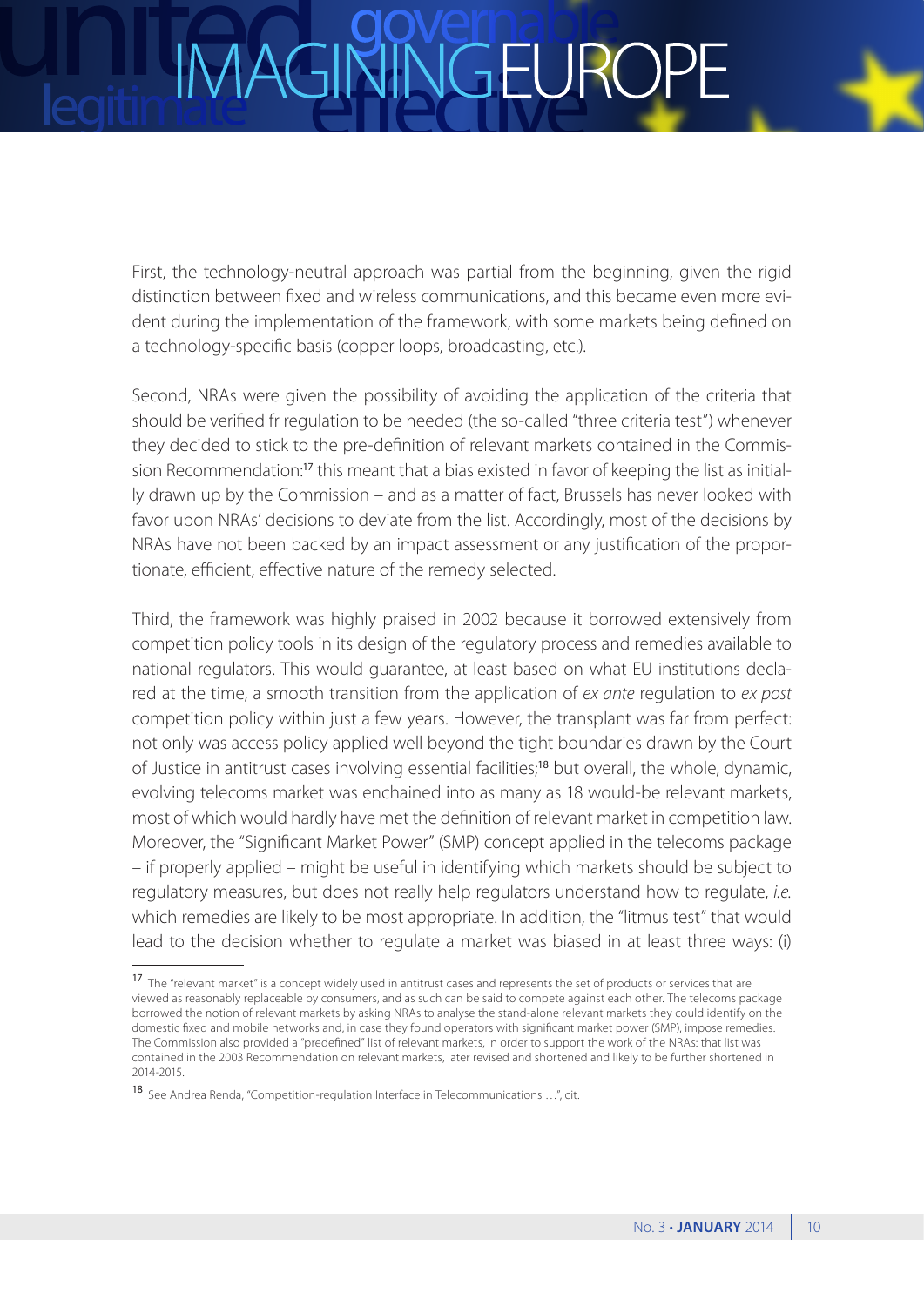First, the technology-neutral approach was partial from the beginning, given the rigid distinction between fixed and wireless communications, and this became even more evident during the implementation of the framework, with some markets being defined on a technology-specific basis (copper loops, broadcasting, etc.).

Second, NRAs were given the possibility of avoiding the application of the criteria that should be verified fr regulation to be needed (the so-called "three criteria test") whenever they decided to stick to the pre-definition of relevant markets contained in the Commission Recommendation:[17] this meant that a bias existed in favor of keeping the list as initially drawn up by the Commission – and as a matter of fact, Brussels has never looked with favor upon NRAs' decisions to deviate from the list. Accordingly, most of the decisions by NRAs have not been backed by an impact assessment or any justification of the proportionate, efficient, effective nature of the remedy selected.

Third, the framework was highly praised in 2002 because it borrowed extensively from competition policy tools in its design of the regulatory process and remedies available to national regulators. This would guarantee, at least based on what EU institutions declared at the time, a smooth transition from the application of *ex ante* regulation to *ex post* competition policy within just a few years. However, the transplant was far from perfect: not only was access policy applied well beyond the tight boundaries drawn by the Court of Justice in antitrust cases involving essential facilities;[18] but overall, the whole, dynamic, evolving telecoms market was enchained into as many as 18 would-be relevant markets, most of which would hardly have met the definition of relevant market in competition law. Moreover, the "Significant Market Power" (SMP) concept applied in the telecoms package – if properly applied – might be useful in identifying which markets should be subject to regulatory measures, but does not really help regulators understand how to regulate, *i.e.* which remedies are likely to be most appropriate. In addition, the "litmus test" that would lead to the decision whether to regulate a market was biased in at least three ways: (i)

---

[17] The "relevant market" is a concept widely used in antitrust cases and represents the set of products or services that are viewed as reasonably replaceable by consumers, and as such can be said to compete against each other. The telecoms package borrowed the notion of relevant markets by asking NRAs to analyse the stand-alone relevant markets they could identify on the domestic fixed and mobile networks and, in case they found operators with significant market power (SMP), impose remedies. The Commission also provided a "predefined" list of relevant markets, in order to support the work of the NRAs: that list was contained in the 2003 Recommendation on relevant markets, later revised and shortened and likely to be further shortened in 2014-2015.

[18] See Andrea Renda, "Competition-regulation Interface in Telecommunications …", cit.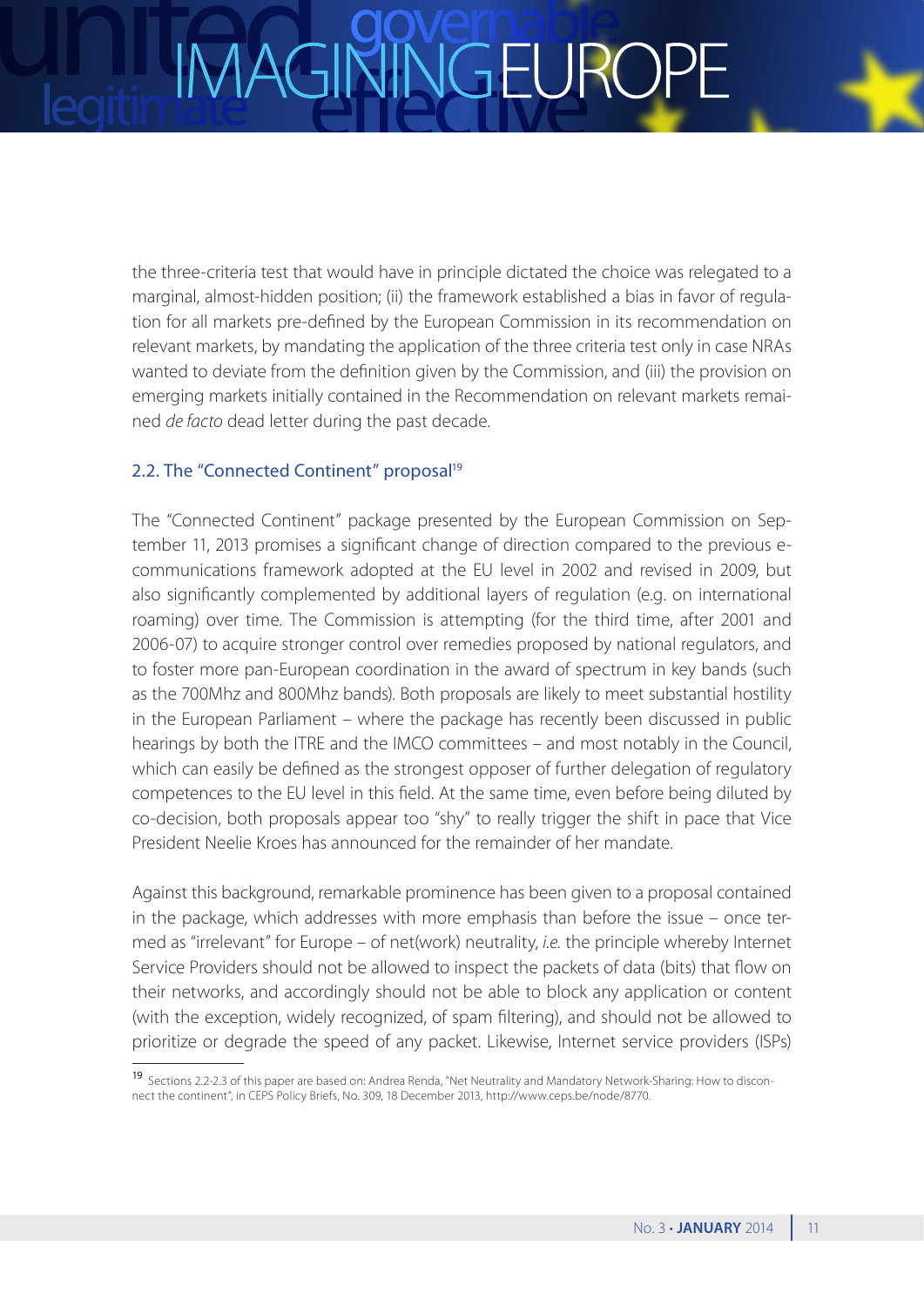the three-criteria test that would have in principle dictated the choice was relegated to a marginal, almost-hidden position; (ii) the framework established a bias in favor of regulation for all markets pre-defined by the European Commission in its recommendation on relevant markets, by mandating the application of the three criteria test only in case NRAs wanted to deviate from the definition given by the Commission, and (iii) the provision on emerging markets initially contained in the Recommendation on relevant markets remained *de facto* dead letter during the past decade.

## 2.2. The "Connected Continent" proposal[19]

The "Connected Continent" package presented by the European Commission on September 11, 2013 promises a significant change of direction compared to the previous e-communications framework adopted at the EU level in 2002 and revised in 2009, but also significantly complemented by additional layers of regulation (e.g. on international roaming) over time. The Commission is attempting (for the third time, after 2001 and 2006-07) to acquire stronger control over remedies proposed by national regulators, and to foster more pan-European coordination in the award of spectrum in key bands (such as the 700Mhz and 800Mhz bands). Both proposals are likely to meet substantial hostility in the European Parliament – where the package has recently been discussed in public hearings by both the ITRE and the IMCO committees – and most notably in the Council, which can easily be defined as the strongest opposer of further delegation of regulatory competences to the EU level in this field. At the same time, even before being diluted by co-decision, both proposals appear too "shy" to really trigger the shift in pace that Vice President Neelie Kroes has announced for the remainder of her mandate.

Against this background, remarkable prominence has been given to a proposal contained in the package, which addresses with more emphasis than before the issue – once termed as "irrelevant" for Europe – of net(work) neutrality, *i.e.* the principle whereby Internet Service Providers should not be allowed to inspect the packets of data (bits) that flow on their networks, and accordingly should not be able to block any application or content (with the exception, widely recognized, of spam filtering), and should not be allowed to prioritize or degrade the speed of any packet. Likewise, Internet service providers (ISPs)

[19] Sections 2.2-2.3 of this paper are based on: Andrea Renda, "Net Neutrality and Mandatory Network-Sharing: How to disconnect the continent", in CEPS Policy Briefs, No. 309, 18 December 2013, http://www.ceps.be/node/8770.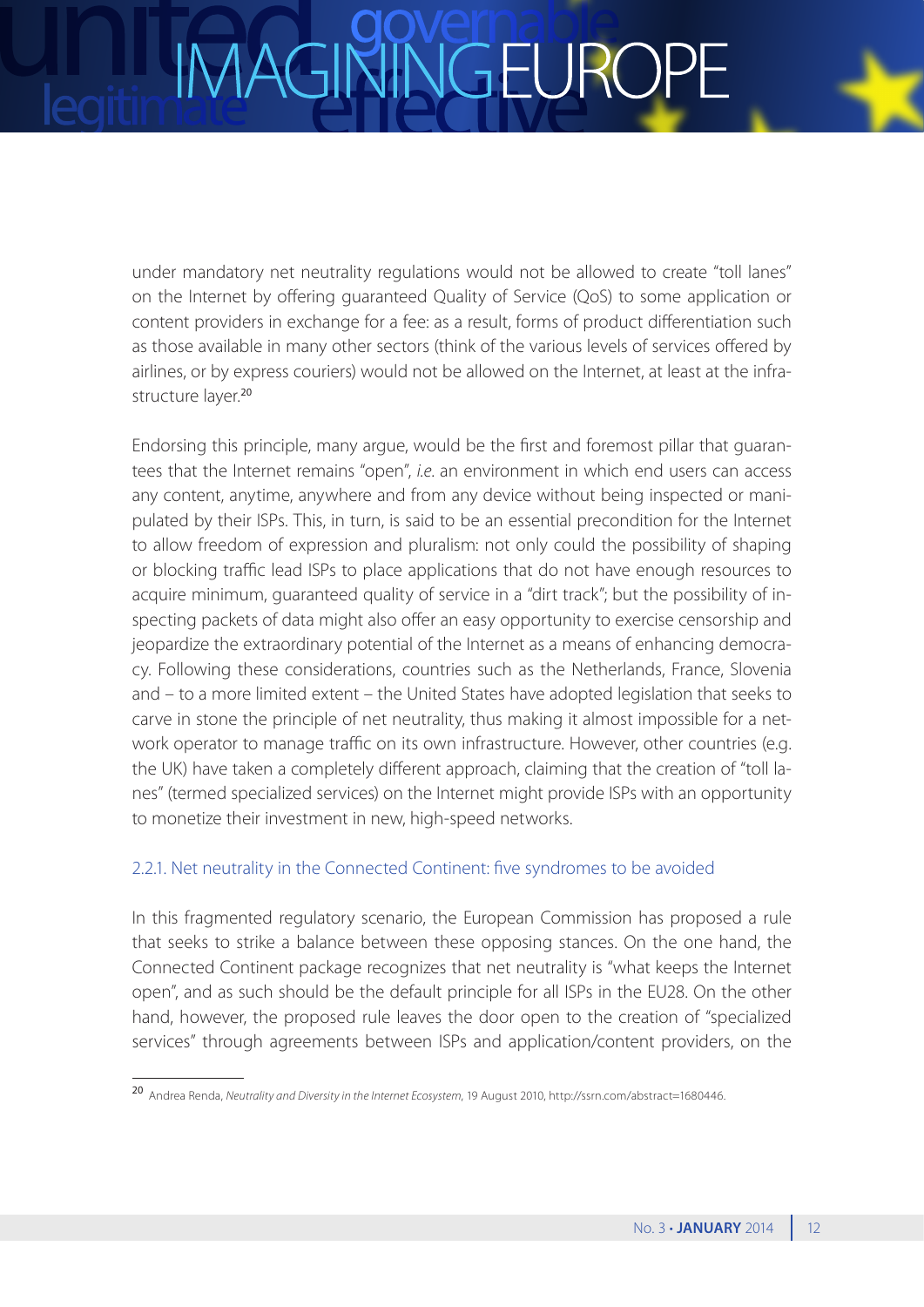under mandatory net neutrality regulations would not be allowed to create "toll lanes" on the Internet by offering guaranteed Quality of Service (QoS) to some application or content providers in exchange for a fee: as a result, forms of product differentiation such as those available in many other sectors (think of the various levels of services offered by airlines, or by express couriers) would not be allowed on the Internet, at least at the infrastructure layer.[20]

Endorsing this principle, many argue, would be the first and foremost pillar that guarantees that the Internet remains "open", *i.e.* an environment in which end users can access any content, anytime, anywhere and from any device without being inspected or manipulated by their ISPs. This, in turn, is said to be an essential precondition for the Internet to allow freedom of expression and pluralism: not only could the possibility of shaping or blocking traffic lead ISPs to place applications that do not have enough resources to acquire minimum, guaranteed quality of service in a "dirt track"; but the possibility of inspecting packets of data might also offer an easy opportunity to exercise censorship and jeopardize the extraordinary potential of the Internet as a means of enhancing democracy. Following these considerations, countries such as the Netherlands, France, Slovenia and – to a more limited extent – the United States have adopted legislation that seeks to carve in stone the principle of net neutrality, thus making it almost impossible for a network operator to manage traffic on its own infrastructure. However, other countries (e.g. the UK) have taken a completely different approach, claiming that the creation of "toll lanes" (termed specialized services) on the Internet might provide ISPs with an opportunity to monetize their investment in new, high-speed networks.

### 2.2.1. Net neutrality in the Connected Continent: five syndromes to be avoided

In this fragmented regulatory scenario, the European Commission has proposed a rule that seeks to strike a balance between these opposing stances. On the one hand, the Connected Continent package recognizes that net neutrality is "what keeps the Internet open", and as such should be the default principle for all ISPs in the EU28. On the other hand, however, the proposed rule leaves the door open to the creation of "specialized services" through agreements between ISPs and application/content providers, on the

[20] Andrea Renda, *Neutrality and Diversity in the Internet Ecosystem*, 19 August 2010, http://ssrn.com/abstract=1680446.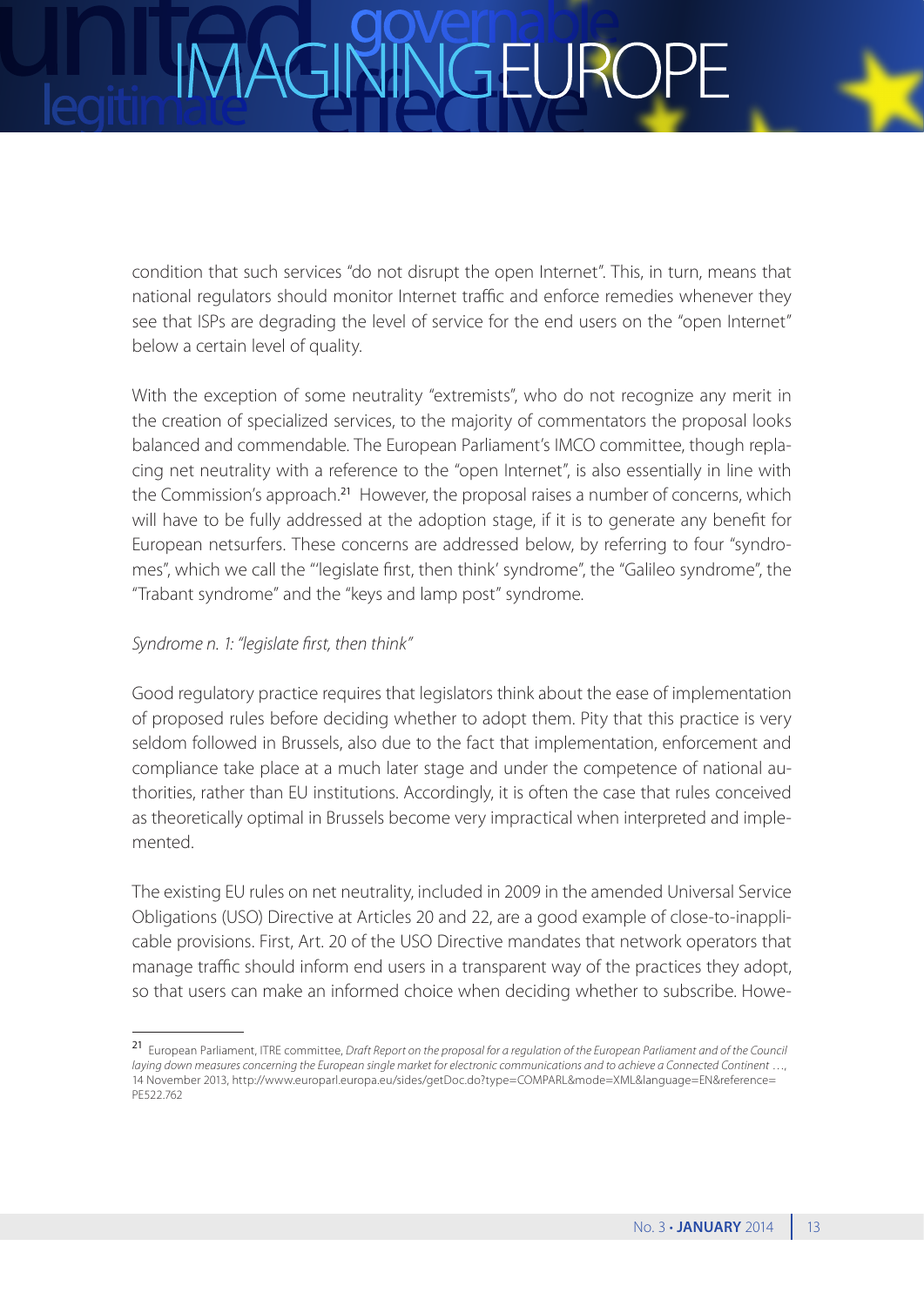condition that such services "do not disrupt the open Internet". This, in turn, means that national regulators should monitor Internet traffic and enforce remedies whenever they see that ISPs are degrading the level of service for the end users on the "open Internet" below a certain level of quality.

With the exception of some neutrality "extremists", who do not recognize any merit in the creation of specialized services, to the majority of commentators the proposal looks balanced and commendable. The European Parliament's IMCO committee, though replacing net neutrality with a reference to the "open Internet", is also essentially in line with the Commission's approach.[21] However, the proposal raises a number of concerns, which will have to be fully addressed at the adoption stage, if it is to generate any benefit for European netsurfers. These concerns are addressed below, by referring to four "syndromes", which we call the "'legislate first, then think' syndrome", the "Galileo syndrome", the "Trabant syndrome" and the "keys and lamp post" syndrome.

*Syndrome n. 1: "legislate first, then think"*

Good regulatory practice requires that legislators think about the ease of implementation of proposed rules before deciding whether to adopt them. Pity that this practice is very seldom followed in Brussels, also due to the fact that implementation, enforcement and compliance take place at a much later stage and under the competence of national authorities, rather than EU institutions. Accordingly, it is often the case that rules conceived as theoretically optimal in Brussels become very impractical when interpreted and implemented.

The existing EU rules on net neutrality, included in 2009 in the amended Universal Service Obligations (USO) Directive at Articles 20 and 22, are a good example of close-to-inapplicable provisions. First, Art. 20 of the USO Directive mandates that network operators that manage traffic should inform end users in a transparent way of the practices they adopt, so that users can make an informed choice when deciding whether to subscribe. Howe-

---

[21] European Parliament, ITRE committee, *Draft Report on the proposal for a regulation of the European Parliament and of the Council laying down measures concerning the European single market for electronic communications and to achieve a Connected Continent …*, 14 November 2013, http://www.europarl.europa.eu/sides/getDoc.do?type=COMPARL&mode=XML&language=EN&reference=PE522.762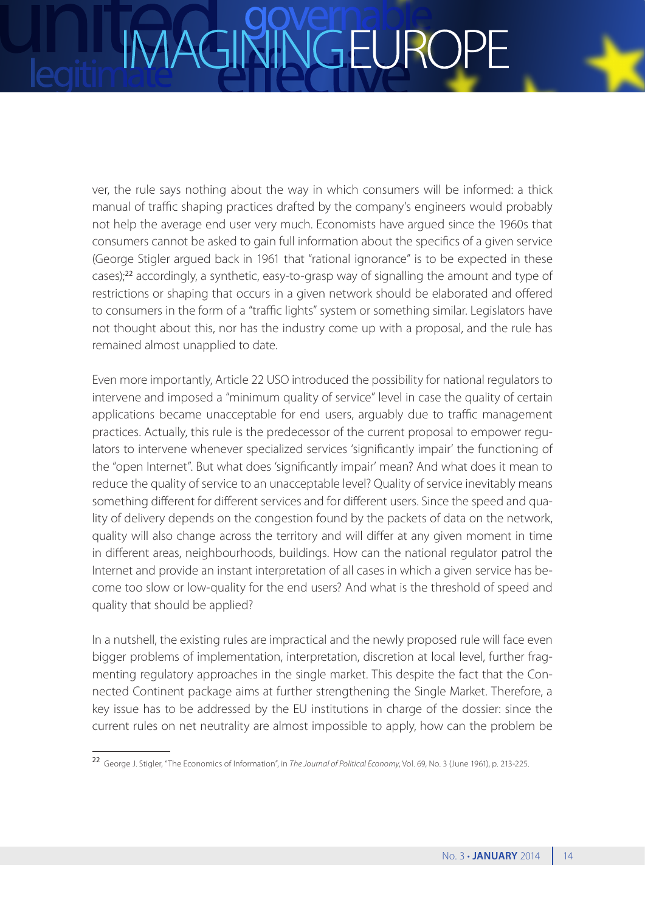ver, the rule says nothing about the way in which consumers will be informed: a thick manual of traffic shaping practices drafted by the company's engineers would probably not help the average end user very much. Economists have argued since the 1960s that consumers cannot be asked to gain full information about the specifics of a given service (George Stigler argued back in 1961 that "rational ignorance" is to be expected in these cases);[22] accordingly, a synthetic, easy-to-grasp way of signalling the amount and type of restrictions or shaping that occurs in a given network should be elaborated and offered to consumers in the form of a "traffic lights" system or something similar. Legislators have not thought about this, nor has the industry come up with a proposal, and the rule has remained almost unapplied to date.

Even more importantly, Article 22 USO introduced the possibility for national regulators to intervene and imposed a "minimum quality of service" level in case the quality of certain applications became unacceptable for end users, arguably due to traffic management practices. Actually, this rule is the predecessor of the current proposal to empower regulators to intervene whenever specialized services 'significantly impair' the functioning of the "open Internet". But what does 'significantly impair' mean? And what does it mean to reduce the quality of service to an unacceptable level? Quality of service inevitably means something different for different services and for different users. Since the speed and quality of delivery depends on the congestion found by the packets of data on the network, quality will also change across the territory and will differ at any given moment in time in different areas, neighbourhoods, buildings. How can the national regulator patrol the Internet and provide an instant interpretation of all cases in which a given service has become too slow or low-quality for the end users? And what is the threshold of speed and quality that should be applied?

In a nutshell, the existing rules are impractical and the newly proposed rule will face even bigger problems of implementation, interpretation, discretion at local level, further fragmenting regulatory approaches in the single market. This despite the fact that the Connected Continent package aims at further strengthening the Single Market. Therefore, a key issue has to be addressed by the EU institutions in charge of the dossier: since the current rules on net neutrality are almost impossible to apply, how can the problem be

---

[22] George J. Stigler, "The Economics of Information", in *The Journal of Political Economy*, Vol. 69, No. 3 (June 1961), p. 213-225.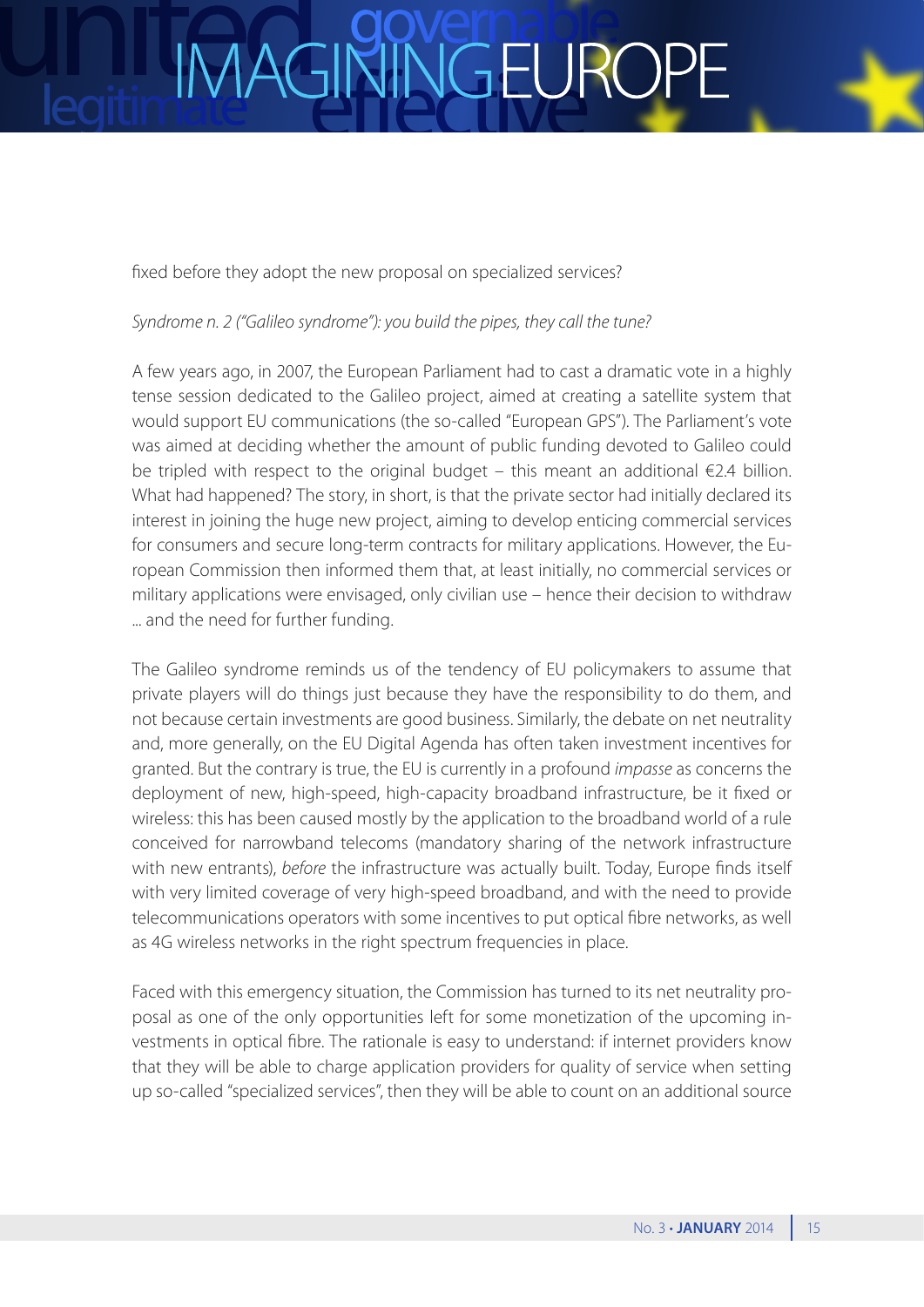fixed before they adopt the new proposal on specialized services?

*Syndrome n. 2 ("Galileo syndrome"): you build the pipes, they call the tune?*

A few years ago, in 2007, the European Parliament had to cast a dramatic vote in a highly tense session dedicated to the Galileo project, aimed at creating a satellite system that would support EU communications (the so-called "European GPS"). The Parliament's vote was aimed at deciding whether the amount of public funding devoted to Galileo could be tripled with respect to the original budget – this meant an additional €2.4 billion. What had happened? The story, in short, is that the private sector had initially declared its interest in joining the huge new project, aiming to develop enticing commercial services for consumers and secure long-term contracts for military applications. However, the European Commission then informed them that, at least initially, no commercial services or military applications were envisaged, only civilian use – hence their decision to withdraw ... and the need for further funding.

The Galileo syndrome reminds us of the tendency of EU policymakers to assume that private players will do things just because they have the responsibility to do them, and not because certain investments are good business. Similarly, the debate on net neutrality and, more generally, on the EU Digital Agenda has often taken investment incentives for granted. But the contrary is true, the EU is currently in a profound *impasse* as concerns the deployment of new, high-speed, high-capacity broadband infrastructure, be it fixed or wireless: this has been caused mostly by the application to the broadband world of a rule conceived for narrowband telecoms (mandatory sharing of the network infrastructure with new entrants), *before* the infrastructure was actually built. Today, Europe finds itself with very limited coverage of very high-speed broadband, and with the need to provide telecommunications operators with some incentives to put optical fibre networks, as well as 4G wireless networks in the right spectrum frequencies in place.

Faced with this emergency situation, the Commission has turned to its net neutrality proposal as one of the only opportunities left for some monetization of the upcoming investments in optical fibre. The rationale is easy to understand: if internet providers know that they will be able to charge application providers for quality of service when setting up so-called "specialized services", then they will be able to count on an additional source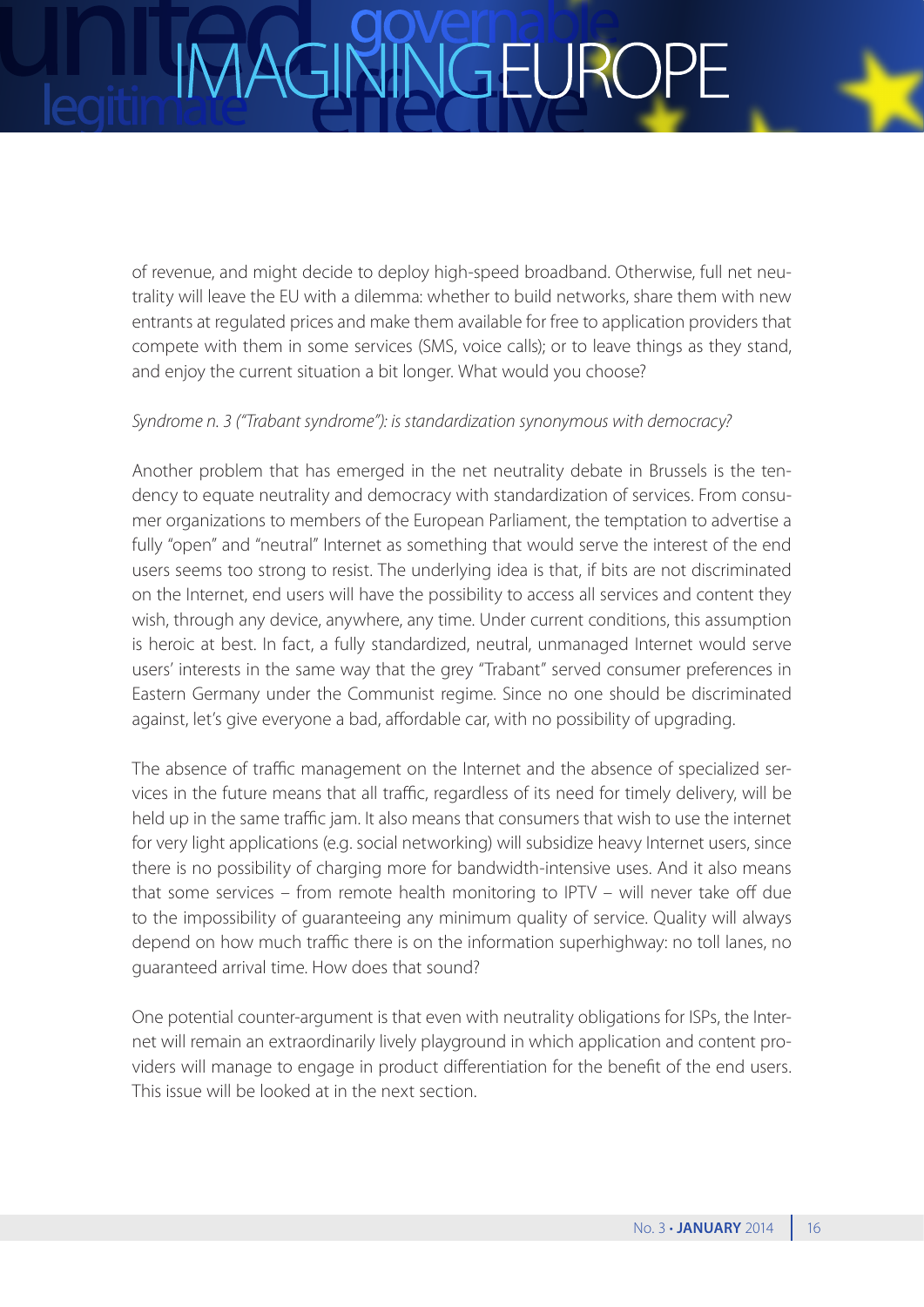of revenue, and might decide to deploy high-speed broadband. Otherwise, full net neutrality will leave the EU with a dilemma: whether to build networks, share them with new entrants at regulated prices and make them available for free to application providers that compete with them in some services (SMS, voice calls); or to leave things as they stand, and enjoy the current situation a bit longer. What would you choose?

*Syndrome n. 3 ("Trabant syndrome"): is standardization synonymous with democracy?*

Another problem that has emerged in the net neutrality debate in Brussels is the tendency to equate neutrality and democracy with standardization of services. From consumer organizations to members of the European Parliament, the temptation to advertise a fully "open" and "neutral" Internet as something that would serve the interest of the end users seems too strong to resist. The underlying idea is that, if bits are not discriminated on the Internet, end users will have the possibility to access all services and content they wish, through any device, anywhere, any time. Under current conditions, this assumption is heroic at best. In fact, a fully standardized, neutral, unmanaged Internet would serve users' interests in the same way that the grey "Trabant" served consumer preferences in Eastern Germany under the Communist regime. Since no one should be discriminated against, let's give everyone a bad, affordable car, with no possibility of upgrading.

The absence of traffic management on the Internet and the absence of specialized services in the future means that all traffic, regardless of its need for timely delivery, will be held up in the same traffic jam. It also means that consumers that wish to use the internet for very light applications (e.g. social networking) will subsidize heavy Internet users, since there is no possibility of charging more for bandwidth-intensive uses. And it also means that some services – from remote health monitoring to IPTV – will never take off due to the impossibility of guaranteeing any minimum quality of service. Quality will always depend on how much traffic there is on the information superhighway: no toll lanes, no guaranteed arrival time. How does that sound?

One potential counter-argument is that even with neutrality obligations for ISPs, the Internet will remain an extraordinarily lively playground in which application and content providers will manage to engage in product differentiation for the benefit of the end users. This issue will be looked at in the next section.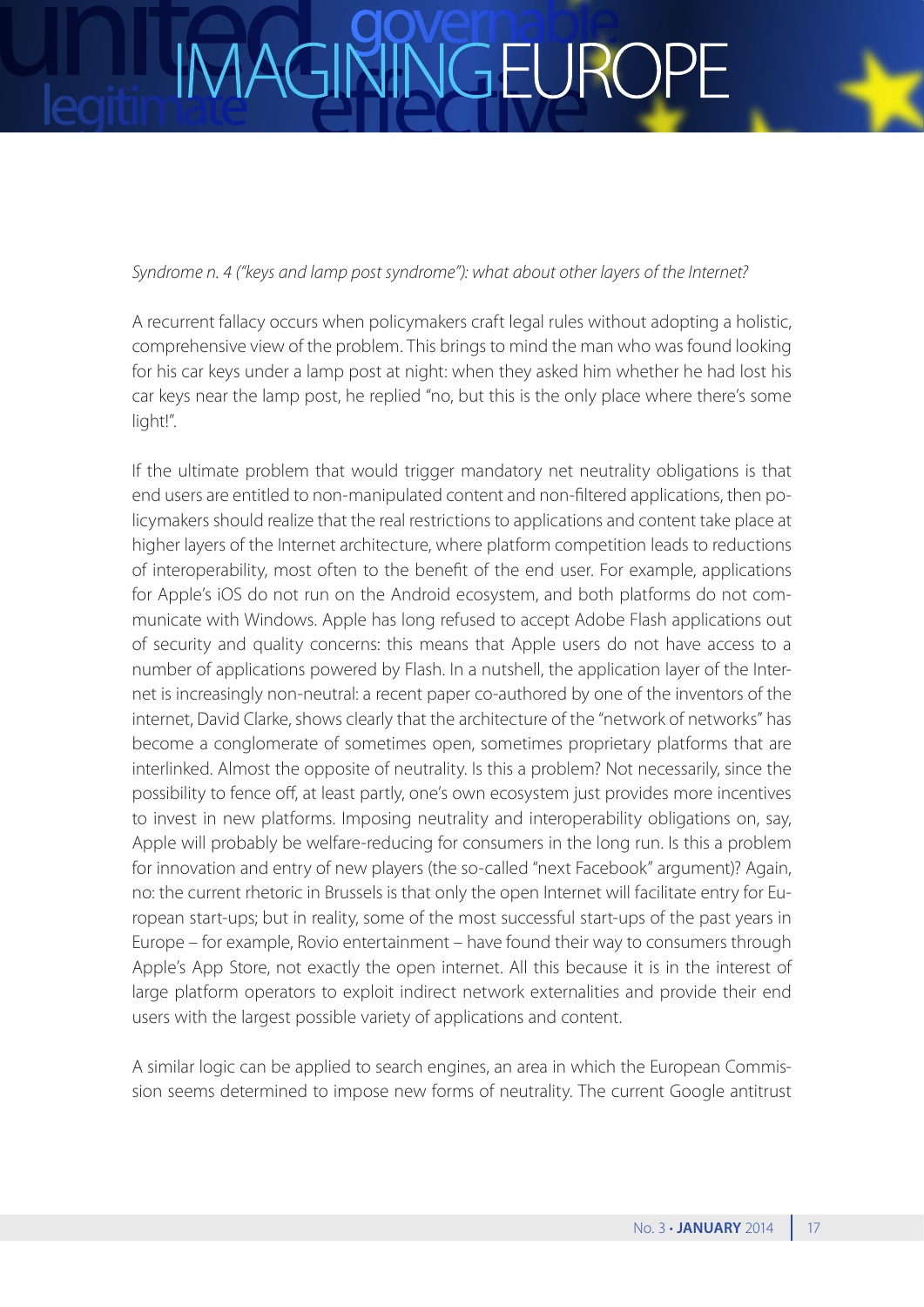*Syndrome n. 4 ("keys and lamp post syndrome"): what about other layers of the Internet?*

A recurrent fallacy occurs when policymakers craft legal rules without adopting a holistic, comprehensive view of the problem. This brings to mind the man who was found looking for his car keys under a lamp post at night: when they asked him whether he had lost his car keys near the lamp post, he replied "no, but this is the only place where there's some light!".

If the ultimate problem that would trigger mandatory net neutrality obligations is that end users are entitled to non-manipulated content and non-filtered applications, then policymakers should realize that the real restrictions to applications and content take place at higher layers of the Internet architecture, where platform competition leads to reductions of interoperability, most often to the benefit of the end user. For example, applications for Apple's iOS do not run on the Android ecosystem, and both platforms do not communicate with Windows. Apple has long refused to accept Adobe Flash applications out of security and quality concerns: this means that Apple users do not have access to a number of applications powered by Flash. In a nutshell, the application layer of the Internet is increasingly non-neutral: a recent paper co-authored by one of the inventors of the internet, David Clarke, shows clearly that the architecture of the "network of networks" has become a conglomerate of sometimes open, sometimes proprietary platforms that are interlinked. Almost the opposite of neutrality. Is this a problem? Not necessarily, since the possibility to fence off, at least partly, one's own ecosystem just provides more incentives to invest in new platforms. Imposing neutrality and interoperability obligations on, say, Apple will probably be welfare-reducing for consumers in the long run. Is this a problem for innovation and entry of new players (the so-called "next Facebook" argument)? Again, no: the current rhetoric in Brussels is that only the open Internet will facilitate entry for European start-ups; but in reality, some of the most successful start-ups of the past years in Europe – for example, Rovio entertainment – have found their way to consumers through Apple's App Store, not exactly the open internet. All this because it is in the interest of large platform operators to exploit indirect network externalities and provide their end users with the largest possible variety of applications and content.

A similar logic can be applied to search engines, an area in which the European Commission seems determined to impose new forms of neutrality. The current Google antitrust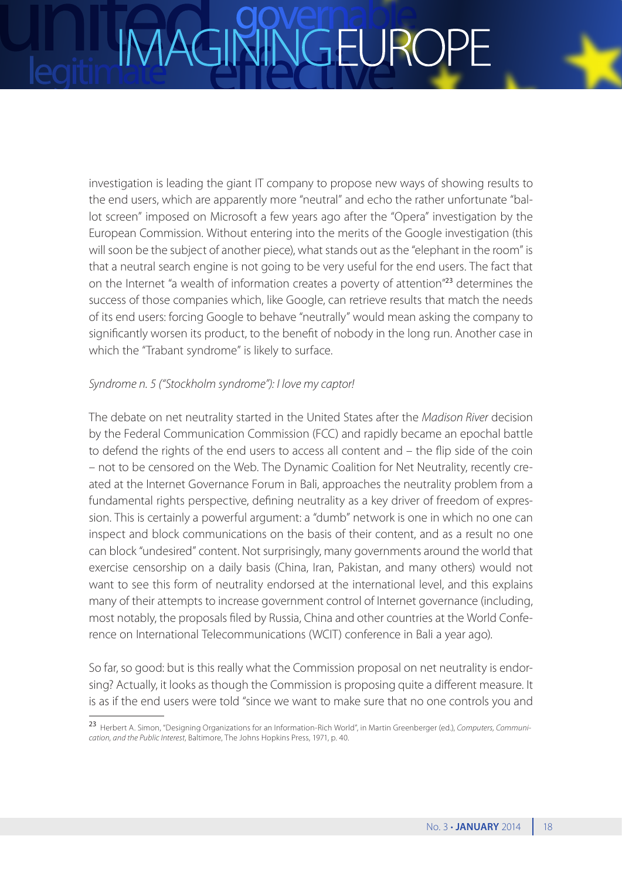investigation is leading the giant IT company to propose new ways of showing results to the end users, which are apparently more "neutral" and echo the rather unfortunate "ballot screen" imposed on Microsoft a few years ago after the "Opera" investigation by the European Commission. Without entering into the merits of the Google investigation (this will soon be the subject of another piece), what stands out as the "elephant in the room" is that a neutral search engine is not going to be very useful for the end users. The fact that on the Internet "a wealth of information creates a poverty of attention"[23] determines the success of those companies which, like Google, can retrieve results that match the needs of its end users: forcing Google to behave "neutrally" would mean asking the company to significantly worsen its product, to the benefit of nobody in the long run. Another case in which the "Trabant syndrome" is likely to surface.

*Syndrome n. 5 ("Stockholm syndrome"): I love my captor!*

The debate on net neutrality started in the United States after the *Madison River* decision by the Federal Communication Commission (FCC) and rapidly became an epochal battle to defend the rights of the end users to access all content and – the flip side of the coin – not to be censored on the Web. The Dynamic Coalition for Net Neutrality, recently created at the Internet Governance Forum in Bali, approaches the neutrality problem from a fundamental rights perspective, defining neutrality as a key driver of freedom of expression. This is certainly a powerful argument: a "dumb" network is one in which no one can inspect and block communications on the basis of their content, and as a result no one can block "undesired" content. Not surprisingly, many governments around the world that exercise censorship on a daily basis (China, Iran, Pakistan, and many others) would not want to see this form of neutrality endorsed at the international level, and this explains many of their attempts to increase government control of Internet governance (including, most notably, the proposals filed by Russia, China and other countries at the World Conference on International Telecommunications (WCIT) conference in Bali a year ago).

So far, so good: but is this really what the Commission proposal on net neutrality is endorsing? Actually, it looks as though the Commission is proposing quite a different measure. It is as if the end users were told "since we want to make sure that no one controls you and

[23] Herbert A. Simon, "Designing Organizations for an Information-Rich World", in Martin Greenberger (ed.), *Computers, Communication, and the Public Interest*, Baltimore, The Johns Hopkins Press, 1971, p. 40.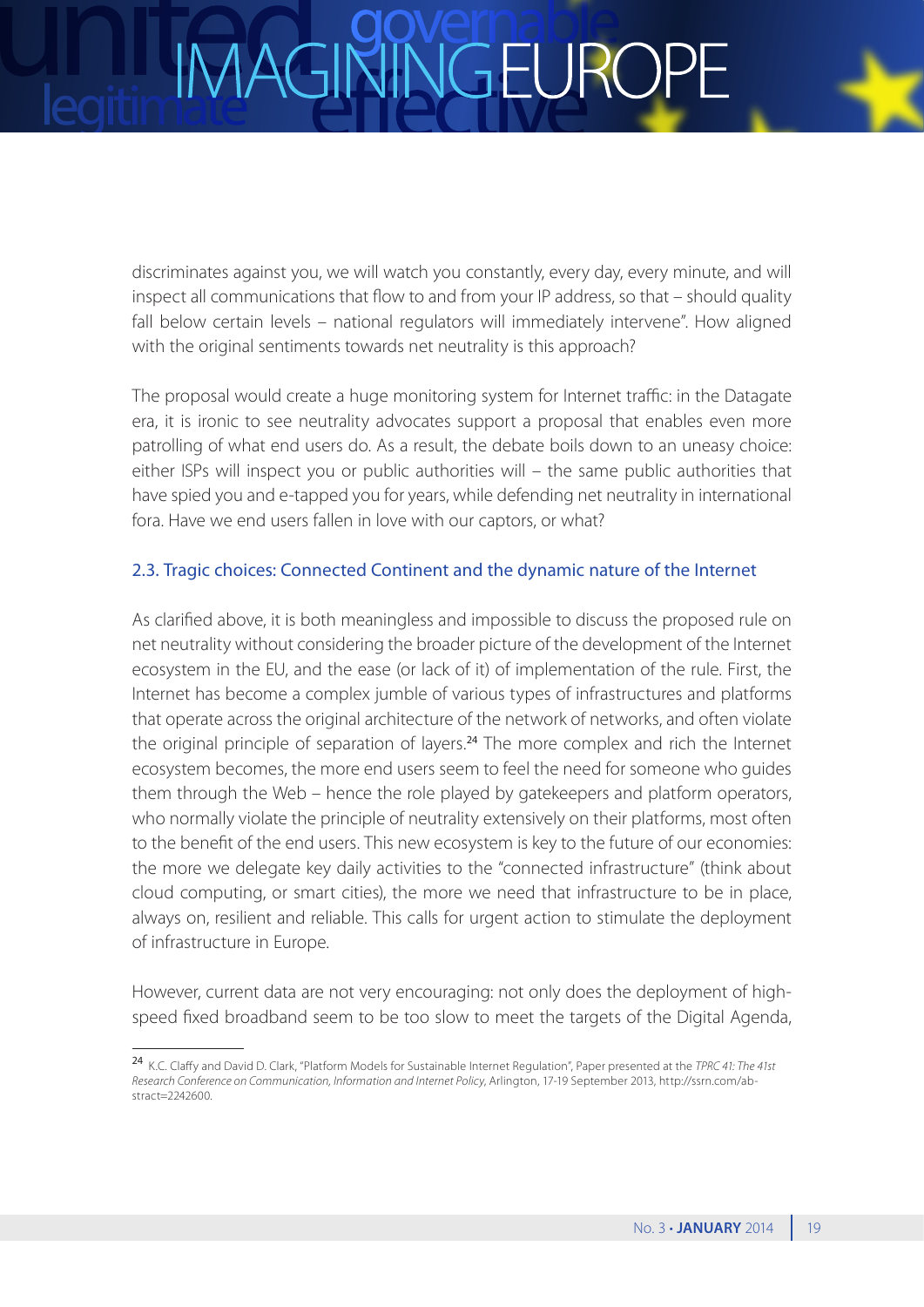discriminates against you, we will watch you constantly, every day, every minute, and will inspect all communications that flow to and from your IP address, so that – should quality fall below certain levels – national regulators will immediately intervene". How aligned with the original sentiments towards net neutrality is this approach?

The proposal would create a huge monitoring system for Internet traffic: in the Datagate era, it is ironic to see neutrality advocates support a proposal that enables even more patrolling of what end users do. As a result, the debate boils down to an uneasy choice: either ISPs will inspect you or public authorities will – the same public authorities that have spied you and e-tapped you for years, while defending net neutrality in international fora. Have we end users fallen in love with our captors, or what?

### 2.3. Tragic choices: Connected Continent and the dynamic nature of the Internet

As clarified above, it is both meaningless and impossible to discuss the proposed rule on net neutrality without considering the broader picture of the development of the Internet ecosystem in the EU, and the ease (or lack of it) of implementation of the rule. First, the Internet has become a complex jumble of various types of infrastructures and platforms that operate across the original architecture of the network of networks, and often violate the original principle of separation of layers.[24] The more complex and rich the Internet ecosystem becomes, the more end users seem to feel the need for someone who guides them through the Web – hence the role played by gatekeepers and platform operators, who normally violate the principle of neutrality extensively on their platforms, most often to the benefit of the end users. This new ecosystem is key to the future of our economies: the more we delegate key daily activities to the "connected infrastructure" (think about cloud computing, or smart cities), the more we need that infrastructure to be in place, always on, resilient and reliable. This calls for urgent action to stimulate the deployment of infrastructure in Europe.

However, current data are not very encouraging: not only does the deployment of high-speed fixed broadband seem to be too slow to meet the targets of the Digital Agenda,

---

[24] K.C. Claffy and David D. Clark, "Platform Models for Sustainable Internet Regulation", Paper presented at the *TPRC 41: The 41st Research Conference on Communication, Information and Internet Policy*, Arlington, 17-19 September 2013, http://ssrn.com/abstract=2242600.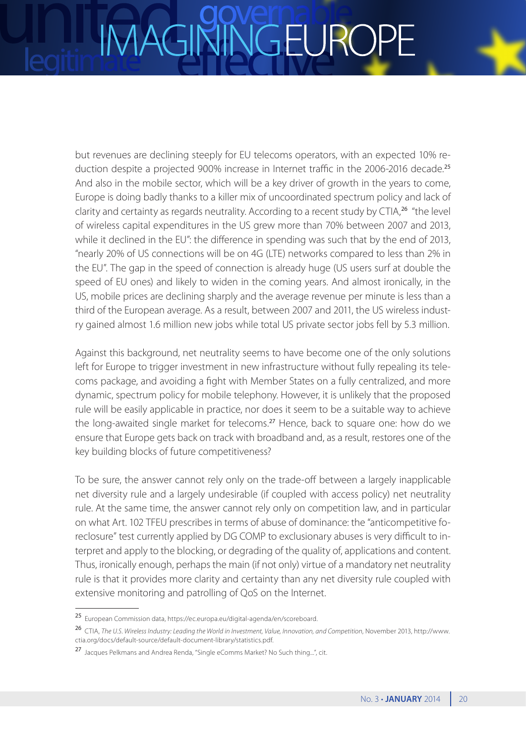but revenues are declining steeply for EU telecoms operators, with an expected 10% reduction despite a projected 900% increase in Internet traffic in the 2006-2016 decade.[25] And also in the mobile sector, which will be a key driver of growth in the years to come, Europe is doing badly thanks to a killer mix of uncoordinated spectrum policy and lack of clarity and certainty as regards neutrality. According to a recent study by CTIA,[26] "the level of wireless capital expenditures in the US grew more than 70% between 2007 and 2013, while it declined in the EU": the difference in spending was such that by the end of 2013, "nearly 20% of US connections will be on 4G (LTE) networks compared to less than 2% in the EU". The gap in the speed of connection is already huge (US users surf at double the speed of EU ones) and likely to widen in the coming years. And almost ironically, in the US, mobile prices are declining sharply and the average revenue per minute is less than a third of the European average. As a result, between 2007 and 2011, the US wireless industry gained almost 1.6 million new jobs while total US private sector jobs fell by 5.3 million.

Against this background, net neutrality seems to have become one of the only solutions left for Europe to trigger investment in new infrastructure without fully repealing its telecoms package, and avoiding a fight with Member States on a fully centralized, and more dynamic, spectrum policy for mobile telephony. However, it is unlikely that the proposed rule will be easily applicable in practice, nor does it seem to be a suitable way to achieve the long-awaited single market for telecoms.[27] Hence, back to square one: how do we ensure that Europe gets back on track with broadband and, as a result, restores one of the key building blocks of future competitiveness?

To be sure, the answer cannot rely only on the trade-off between a largely inapplicable net diversity rule and a largely undesirable (if coupled with access policy) net neutrality rule. At the same time, the answer cannot rely only on competition law, and in particular on what Art. 102 TFEU prescribes in terms of abuse of dominance: the "anticompetitive foreclosure" test currently applied by DG COMP to exclusionary abuses is very difficult to interpret and apply to the blocking, or degrading of the quality of, applications and content. Thus, ironically enough, perhaps the main (if not only) virtue of a mandatory net neutrality rule is that it provides more clarity and certainty than any net diversity rule coupled with extensive monitoring and patrolling of QoS on the Internet.

---

[25] European Commission data, https://ec.europa.eu/digital-agenda/en/scoreboard.

[26] CTIA, *The U.S. Wireless Industry: Leading the World in Investment, Value, Innovation, and Competition*, November 2013, http://www.ctia.org/docs/default-source/default-document-library/statistics.pdf.

[27] Jacques Pelkmans and Andrea Renda, "Single eComms Market? No Such thing...", cit.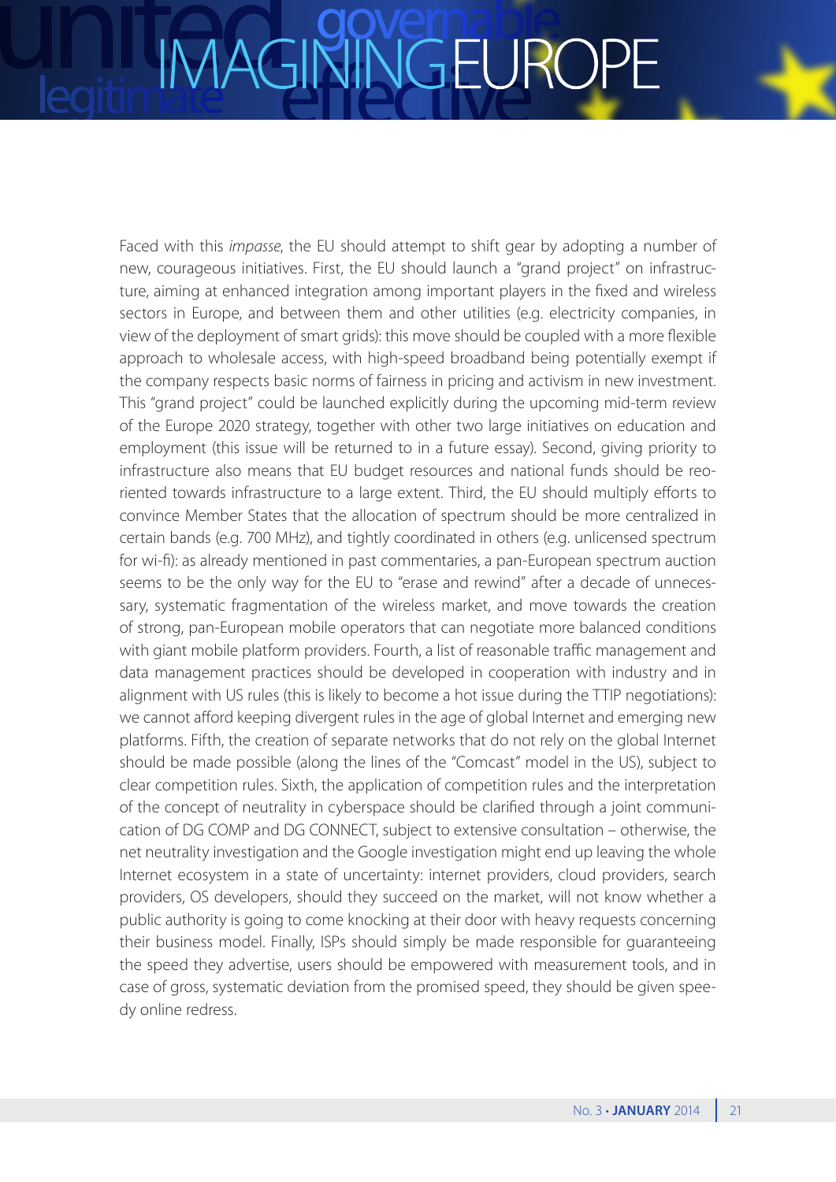Faced with this *impasse*, the EU should attempt to shift gear by adopting a number of new, courageous initiatives. First, the EU should launch a "grand project" on infrastructure, aiming at enhanced integration among important players in the fixed and wireless sectors in Europe, and between them and other utilities (e.g. electricity companies, in view of the deployment of smart grids): this move should be coupled with a more flexible approach to wholesale access, with high-speed broadband being potentially exempt if the company respects basic norms of fairness in pricing and activism in new investment. This "grand project" could be launched explicitly during the upcoming mid-term review of the Europe 2020 strategy, together with other two large initiatives on education and employment (this issue will be returned to in a future essay). Second, giving priority to infrastructure also means that EU budget resources and national funds should be reoriented towards infrastructure to a large extent. Third, the EU should multiply efforts to convince Member States that the allocation of spectrum should be more centralized in certain bands (e.g. 700 MHz), and tightly coordinated in others (e.g. unlicensed spectrum for wi-fi): as already mentioned in past commentaries, a pan-European spectrum auction seems to be the only way for the EU to "erase and rewind" after a decade of unnecessary, systematic fragmentation of the wireless market, and move towards the creation of strong, pan-European mobile operators that can negotiate more balanced conditions with giant mobile platform providers. Fourth, a list of reasonable traffic management and data management practices should be developed in cooperation with industry and in alignment with US rules (this is likely to become a hot issue during the TTIP negotiations): we cannot afford keeping divergent rules in the age of global Internet and emerging new platforms. Fifth, the creation of separate networks that do not rely on the global Internet should be made possible (along the lines of the "Comcast" model in the US), subject to clear competition rules. Sixth, the application of competition rules and the interpretation of the concept of neutrality in cyberspace should be clarified through a joint communication of DG COMP and DG CONNECT, subject to extensive consultation – otherwise, the net neutrality investigation and the Google investigation might end up leaving the whole Internet ecosystem in a state of uncertainty: internet providers, cloud providers, search providers, OS developers, should they succeed on the market, will not know whether a public authority is going to come knocking at their door with heavy requests concerning their business model. Finally, ISPs should simply be made responsible for guaranteeing the speed they advertise, users should be empowered with measurement tools, and in case of gross, systematic deviation from the promised speed, they should be given speedy online redress.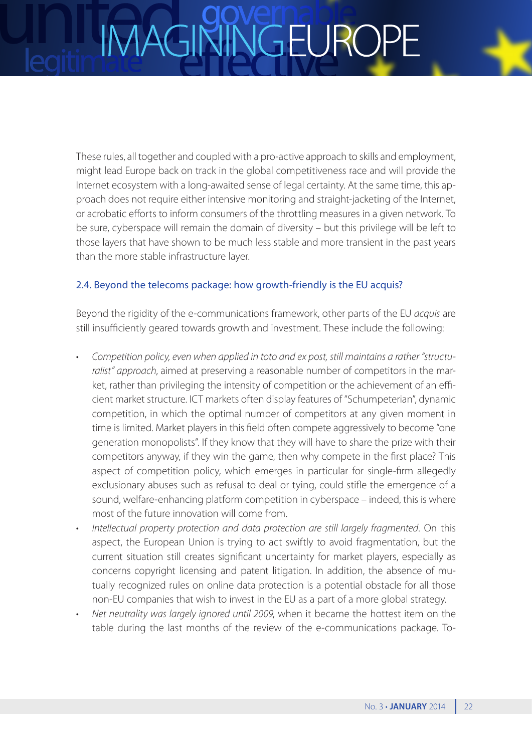These rules, all together and coupled with a pro-active approach to skills and employment, might lead Europe back on track in the global competitiveness race and will provide the Internet ecosystem with a long-awaited sense of legal certainty. At the same time, this approach does not require either intensive monitoring and straight-jacketing of the Internet, or acrobatic efforts to inform consumers of the throttling measures in a given network. To be sure, cyberspace will remain the domain of diversity – but this privilege will be left to those layers that have shown to be much less stable and more transient in the past years than the more stable infrastructure layer.

### 2.4. Beyond the telecoms package: how growth-friendly is the EU acquis?

Beyond the rigidity of the e-communications framework, other parts of the EU *acquis* are still insufficiently geared towards growth and investment. These include the following:

- *Competition policy, even when applied in toto and ex post, still maintains a rather "structuralist" approach*, aimed at preserving a reasonable number of competitors in the market, rather than privileging the intensity of competition or the achievement of an efficient market structure. ICT markets often display features of "Schumpeterian", dynamic competition, in which the optimal number of competitors at any given moment in time is limited. Market players in this field often compete aggressively to become "one generation monopolists". If they know that they will have to share the prize with their competitors anyway, if they win the game, then why compete in the first place? This aspect of competition policy, which emerges in particular for single-firm allegedly exclusionary abuses such as refusal to deal or tying, could stifle the emergence of a sound, welfare-enhancing platform competition in cyberspace – indeed, this is where most of the future innovation will come from.
- *Intellectual property protection and data protection are still largely fragmented*. On this aspect, the European Union is trying to act swiftly to avoid fragmentation, but the current situation still creates significant uncertainty for market players, especially as concerns copyright licensing and patent litigation. In addition, the absence of mutually recognized rules on online data protection is a potential obstacle for all those non-EU companies that wish to invest in the EU as a part of a more global strategy.
- *Net neutrality was largely ignored until 2009*, when it became the hottest item on the table during the last months of the review of the e-communications package. To-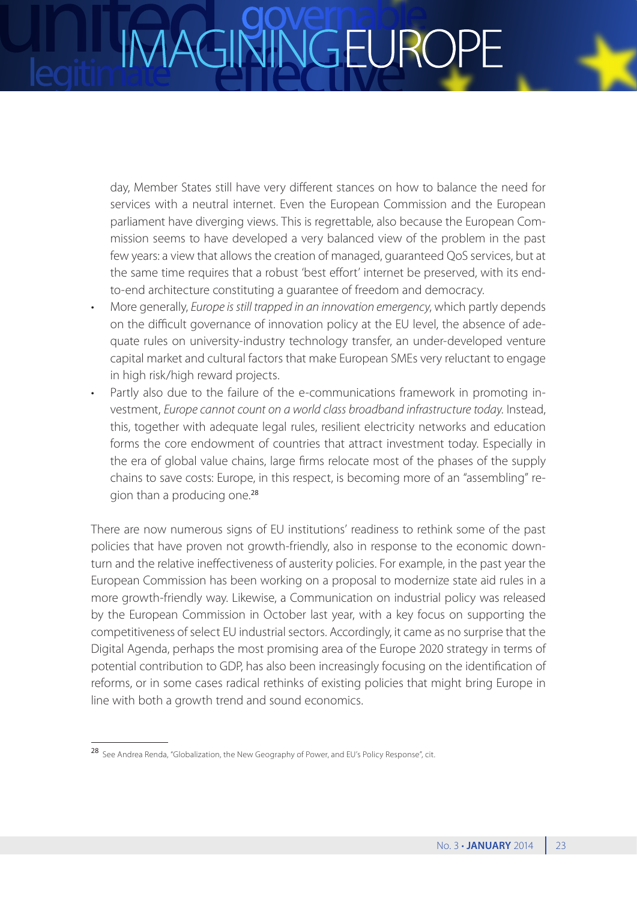day, Member States still have very different stances on how to balance the need for services with a neutral internet. Even the European Commission and the European parliament have diverging views. This is regrettable, also because the European Commission seems to have developed a very balanced view of the problem in the past few years: a view that allows the creation of managed, guaranteed QoS services, but at the same time requires that a robust 'best effort' internet be preserved, with its end-to-end architecture constituting a guarantee of freedom and democracy.

- More generally, *Europe is still trapped in an innovation emergency*, which partly depends on the difficult governance of innovation policy at the EU level, the absence of adequate rules on university-industry technology transfer, an under-developed venture capital market and cultural factors that make European SMEs very reluctant to engage in high risk/high reward projects.
- Partly also due to the failure of the e-communications framework in promoting investment, *Europe cannot count on a world class broadband infrastructure today.* Instead, this, together with adequate legal rules, resilient electricity networks and education forms the core endowment of countries that attract investment today. Especially in the era of global value chains, large firms relocate most of the phases of the supply chains to save costs: Europe, in this respect, is becoming more of an "assembling" region than a producing one.[28]

There are now numerous signs of EU institutions' readiness to rethink some of the past policies that have proven not growth-friendly, also in response to the economic downturn and the relative ineffectiveness of austerity policies. For example, in the past year the European Commission has been working on a proposal to modernize state aid rules in a more growth-friendly way. Likewise, a Communication on industrial policy was released by the European Commission in October last year, with a key focus on supporting the competitiveness of select EU industrial sectors. Accordingly, it came as no surprise that the Digital Agenda, perhaps the most promising area of the Europe 2020 strategy in terms of potential contribution to GDP, has also been increasingly focusing on the identification of reforms, or in some cases radical rethinks of existing policies that might bring Europe in line with both a growth trend and sound economics.

---

[28] See Andrea Renda, "Globalization, the New Geography of Power, and EU's Policy Response", cit.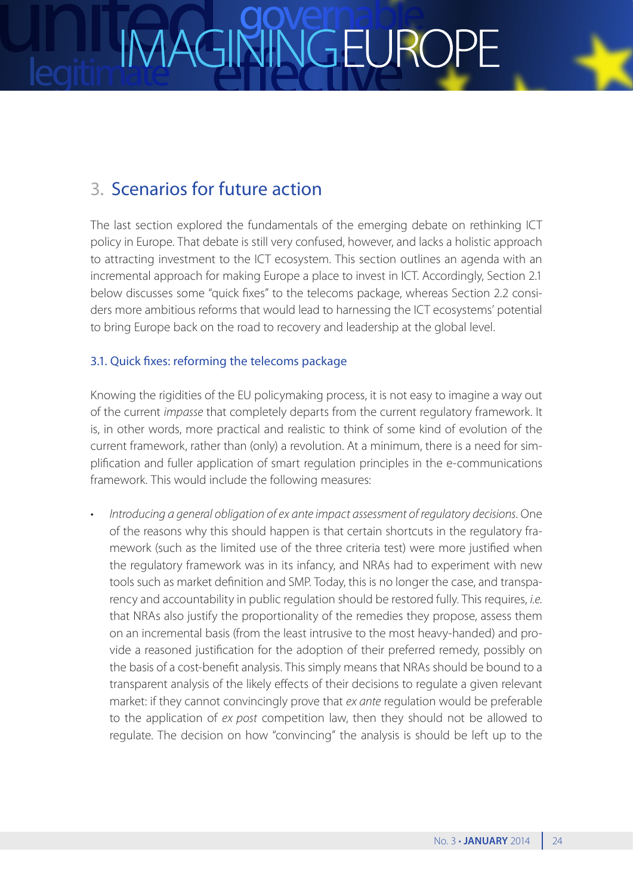## 3. Scenarios for future action

The last section explored the fundamentals of the emerging debate on rethinking ICT policy in Europe. That debate is still very confused, however, and lacks a holistic approach to attracting investment to the ICT ecosystem. This section outlines an agenda with an incremental approach for making Europe a place to invest in ICT. Accordingly, Section 2.1 below discusses some "quick fixes" to the telecoms package, whereas Section 2.2 considers more ambitious reforms that would lead to harnessing the ICT ecosystems' potential to bring Europe back on the road to recovery and leadership at the global level.

### 3.1. Quick fixes: reforming the telecoms package

Knowing the rigidities of the EU policymaking process, it is not easy to imagine a way out of the current *impasse* that completely departs from the current regulatory framework. It is, in other words, more practical and realistic to think of some kind of evolution of the current framework, rather than (only) a revolution. At a minimum, there is a need for simplification and fuller application of smart regulation principles in the e-communications framework. This would include the following measures:

- *Introducing a general obligation of ex ante impact assessment of regulatory decisions*. One of the reasons why this should happen is that certain shortcuts in the regulatory framework (such as the limited use of the three criteria test) were more justified when the regulatory framework was in its infancy, and NRAs had to experiment with new tools such as market definition and SMP. Today, this is no longer the case, and transparency and accountability in public regulation should be restored fully. This requires, *i.e.* that NRAs also justify the proportionality of the remedies they propose, assess them on an incremental basis (from the least intrusive to the most heavy-handed) and provide a reasoned justification for the adoption of their preferred remedy, possibly on the basis of a cost-benefit analysis. This simply means that NRAs should be bound to a transparent analysis of the likely effects of their decisions to regulate a given relevant market: if they cannot convincingly prove that *ex ante* regulation would be preferable to the application of *ex post* competition law, then they should not be allowed to regulate. The decision on how "convincing" the analysis is should be left up to the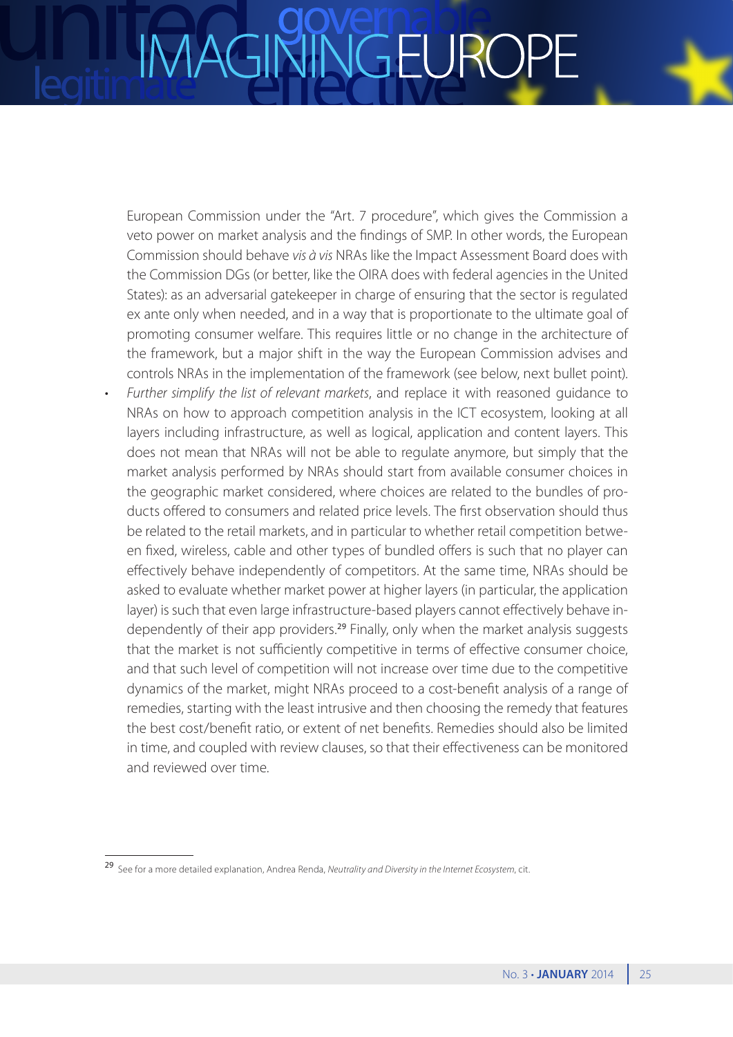European Commission under the "Art. 7 procedure", which gives the Commission a veto power on market analysis and the findings of SMP. In other words, the European Commission should behave *vis à vis* NRAs like the Impact Assessment Board does with the Commission DGs (or better, like the OIRA does with federal agencies in the United States): as an adversarial gatekeeper in charge of ensuring that the sector is regulated ex ante only when needed, and in a way that is proportionate to the ultimate goal of promoting consumer welfare. This requires little or no change in the architecture of the framework, but a major shift in the way the European Commission advises and controls NRAs in the implementation of the framework (see below, next bullet point).

- *Further simplify the list of relevant markets*, and replace it with reasoned guidance to NRAs on how to approach competition analysis in the ICT ecosystem, looking at all layers including infrastructure, as well as logical, application and content layers. This does not mean that NRAs will not be able to regulate anymore, but simply that the market analysis performed by NRAs should start from available consumer choices in the geographic market considered, where choices are related to the bundles of products offered to consumers and related price levels. The first observation should thus be related to the retail markets, and in particular to whether retail competition between fixed, wireless, cable and other types of bundled offers is such that no player can effectively behave independently of competitors. At the same time, NRAs should be asked to evaluate whether market power at higher layers (in particular, the application layer) is such that even large infrastructure-based players cannot effectively behave independently of their app providers.[29] Finally, only when the market analysis suggests that the market is not sufficiently competitive in terms of effective consumer choice, and that such level of competition will not increase over time due to the competitive dynamics of the market, might NRAs proceed to a cost-benefit analysis of a range of remedies, starting with the least intrusive and then choosing the remedy that features the best cost/benefit ratio, or extent of net benefits. Remedies should also be limited in time, and coupled with review clauses, so that their effectiveness can be monitored and reviewed over time.

---

[29] See for a more detailed explanation, Andrea Renda, *Neutrality and Diversity in the Internet Ecosystem*, cit.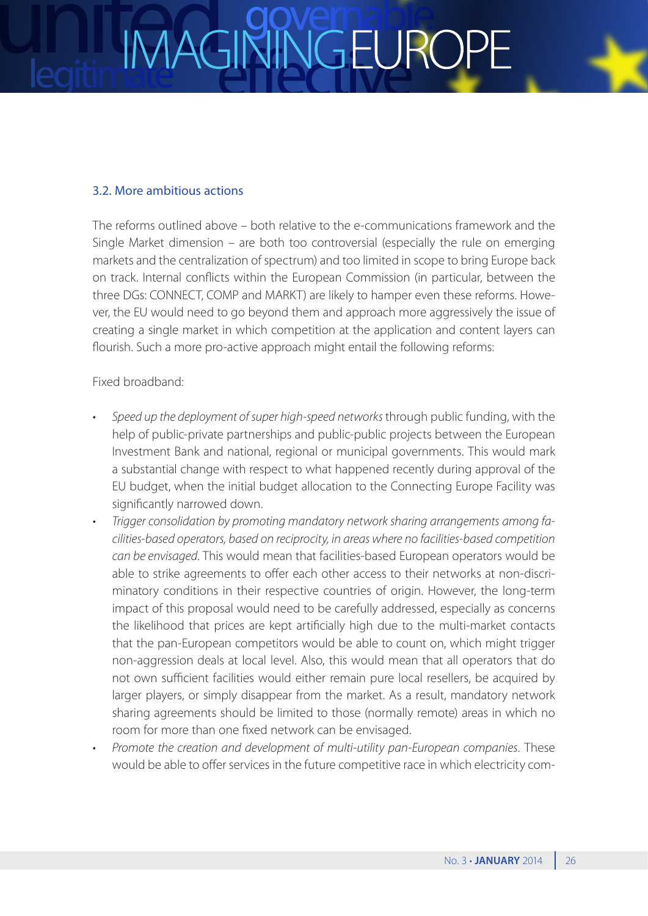### 3.2. More ambitious actions

The reforms outlined above – both relative to the e-communications framework and the Single Market dimension – are both too controversial (especially the rule on emerging markets and the centralization of spectrum) and too limited in scope to bring Europe back on track. Internal conflicts within the European Commission (in particular, between the three DGs: CONNECT, COMP and MARKT) are likely to hamper even these reforms. However, the EU would need to go beyond them and approach more aggressively the issue of creating a single market in which competition at the application and content layers can flourish. Such a more pro-active approach might entail the following reforms:

Fixed broadband:

- *Speed up the deployment of super high-speed networks* through public funding, with the help of public-private partnerships and public-public projects between the European Investment Bank and national, regional or municipal governments. This would mark a substantial change with respect to what happened recently during approval of the EU budget, when the initial budget allocation to the Connecting Europe Facility was significantly narrowed down.
- *Trigger consolidation by promoting mandatory network sharing arrangements among facilities-based operators, based on reciprocity, in areas where no facilities-based competition can be envisaged.* This would mean that facilities-based European operators would be able to strike agreements to offer each other access to their networks at non-discriminatory conditions in their respective countries of origin. However, the long-term impact of this proposal would need to be carefully addressed, especially as concerns the likelihood that prices are kept artificially high due to the multi-market contacts that the pan-European competitors would be able to count on, which might trigger non-aggression deals at local level. Also, this would mean that all operators that do not own sufficient facilities would either remain pure local resellers, be acquired by larger players, or simply disappear from the market. As a result, mandatory network sharing agreements should be limited to those (normally remote) areas in which no room for more than one fixed network can be envisaged.
- *Promote the creation and development of multi-utility pan-European companies.* These would be able to offer services in the future competitive race in which electricity com-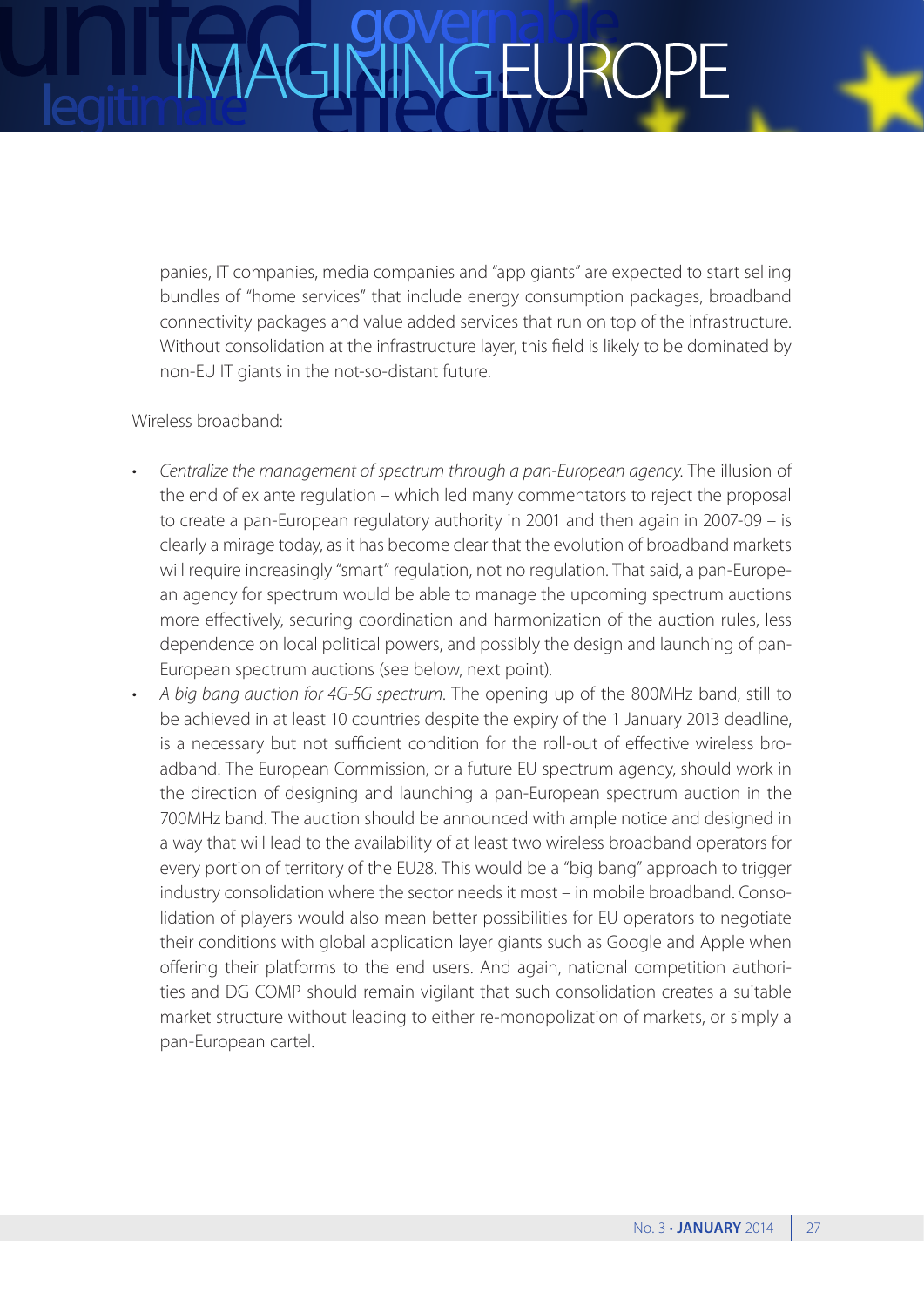panies, IT companies, media companies and "app giants" are expected to start selling bundles of "home services" that include energy consumption packages, broadband connectivity packages and value added services that run on top of the infrastructure. Without consolidation at the infrastructure layer, this field is likely to be dominated by non-EU IT giants in the not-so-distant future.

Wireless broadband:

- *Centralize the management of spectrum through a pan-European agency.* The illusion of the end of ex ante regulation – which led many commentators to reject the proposal to create a pan-European regulatory authority in 2001 and then again in 2007-09 – is clearly a mirage today, as it has become clear that the evolution of broadband markets will require increasingly "smart" regulation, not no regulation. That said, a pan-European agency for spectrum would be able to manage the upcoming spectrum auctions more effectively, securing coordination and harmonization of the auction rules, less dependence on local political powers, and possibly the design and launching of pan-European spectrum auctions (see below, next point).
- *A big bang auction for 4G-5G spectrum.* The opening up of the 800MHz band, still to be achieved in at least 10 countries despite the expiry of the 1 January 2013 deadline, is a necessary but not sufficient condition for the roll-out of effective wireless broadband. The European Commission, or a future EU spectrum agency, should work in the direction of designing and launching a pan-European spectrum auction in the 700MHz band. The auction should be announced with ample notice and designed in a way that will lead to the availability of at least two wireless broadband operators for every portion of territory of the EU28. This would be a "big bang" approach to trigger industry consolidation where the sector needs it most – in mobile broadband. Consolidation of players would also mean better possibilities for EU operators to negotiate their conditions with global application layer giants such as Google and Apple when offering their platforms to the end users. And again, national competition authorities and DG COMP should remain vigilant that such consolidation creates a suitable market structure without leading to either re-monopolization of markets, or simply a pan-European cartel.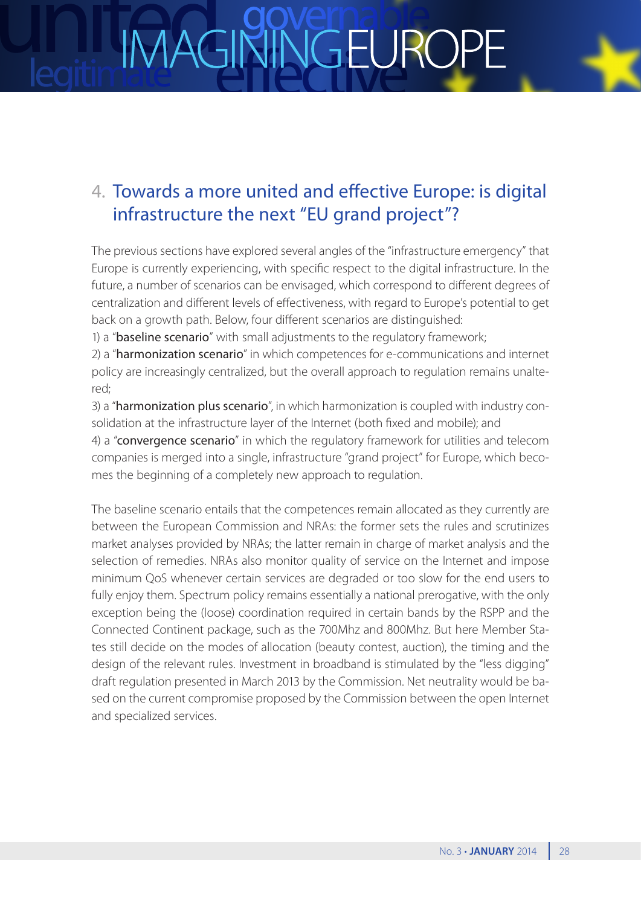## 4. Towards a more united and effective Europe: is digital infrastructure the next "EU grand project"?

The previous sections have explored several angles of the "infrastructure emergency" that Europe is currently experiencing, with specific respect to the digital infrastructure. In the future, a number of scenarios can be envisaged, which correspond to different degrees of centralization and different levels of effectiveness, with regard to Europe's potential to get back on a growth path. Below, four different scenarios are distinguished:

1) a "**baseline scenario**" with small adjustments to the regulatory framework;

2) a "**harmonization scenario**" in which competences for e-communications and internet policy are increasingly centralized, but the overall approach to regulation remains unaltered;

3) a "**harmonization plus scenario**", in which harmonization is coupled with industry consolidation at the infrastructure layer of the Internet (both fixed and mobile); and

4) a "**convergence scenario**" in which the regulatory framework for utilities and telecom companies is merged into a single, infrastructure "grand project" for Europe, which becomes the beginning of a completely new approach to regulation.

The baseline scenario entails that the competences remain allocated as they currently are between the European Commission and NRAs: the former sets the rules and scrutinizes market analyses provided by NRAs; the latter remain in charge of market analysis and the selection of remedies. NRAs also monitor quality of service on the Internet and impose minimum QoS whenever certain services are degraded or too slow for the end users to fully enjoy them. Spectrum policy remains essentially a national prerogative, with the only exception being the (loose) coordination required in certain bands by the RSPP and the Connected Continent package, such as the 700Mhz and 800Mhz. But here Member States still decide on the modes of allocation (beauty contest, auction), the timing and the design of the relevant rules. Investment in broadband is stimulated by the "less digging" draft regulation presented in March 2013 by the Commission. Net neutrality would be based on the current compromise proposed by the Commission between the open Internet and specialized services.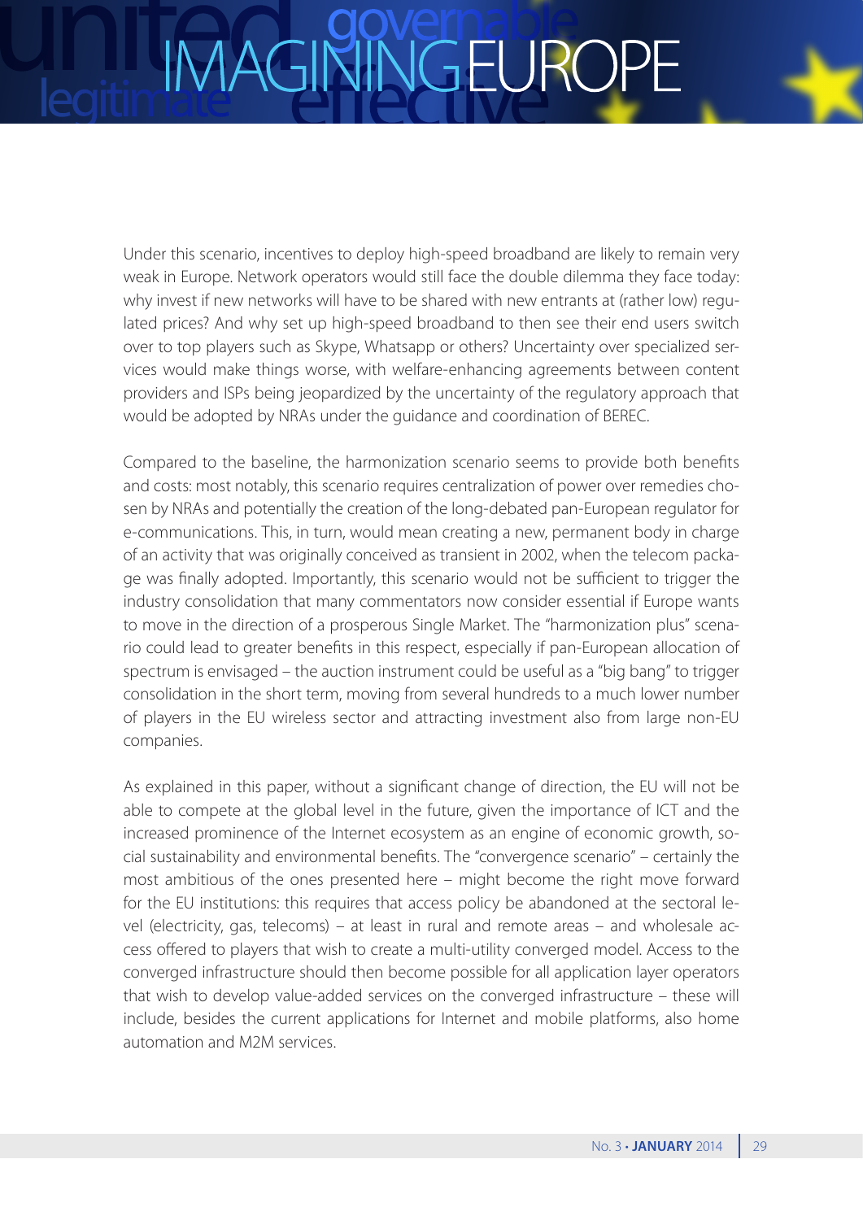Under this scenario, incentives to deploy high-speed broadband are likely to remain very weak in Europe. Network operators would still face the double dilemma they face today: why invest if new networks will have to be shared with new entrants at (rather low) regulated prices? And why set up high-speed broadband to then see their end users switch over to top players such as Skype, Whatsapp or others? Uncertainty over specialized services would make things worse, with welfare-enhancing agreements between content providers and ISPs being jeopardized by the uncertainty of the regulatory approach that would be adopted by NRAs under the guidance and coordination of BEREC.

Compared to the baseline, the harmonization scenario seems to provide both benefits and costs: most notably, this scenario requires centralization of power over remedies chosen by NRAs and potentially the creation of the long-debated pan-European regulator for e-communications. This, in turn, would mean creating a new, permanent body in charge of an activity that was originally conceived as transient in 2002, when the telecom package was finally adopted. Importantly, this scenario would not be sufficient to trigger the industry consolidation that many commentators now consider essential if Europe wants to move in the direction of a prosperous Single Market. The "harmonization plus" scenario could lead to greater benefits in this respect, especially if pan-European allocation of spectrum is envisaged – the auction instrument could be useful as a "big bang" to trigger consolidation in the short term, moving from several hundreds to a much lower number of players in the EU wireless sector and attracting investment also from large non-EU companies.

As explained in this paper, without a significant change of direction, the EU will not be able to compete at the global level in the future, given the importance of ICT and the increased prominence of the Internet ecosystem as an engine of economic growth, social sustainability and environmental benefits. The "convergence scenario" – certainly the most ambitious of the ones presented here – might become the right move forward for the EU institutions: this requires that access policy be abandoned at the sectoral level (electricity, gas, telecoms) – at least in rural and remote areas – and wholesale access offered to players that wish to create a multi-utility converged model. Access to the converged infrastructure should then become possible for all application layer operators that wish to develop value-added services on the converged infrastructure – these will include, besides the current applications for Internet and mobile platforms, also home automation and M2M services.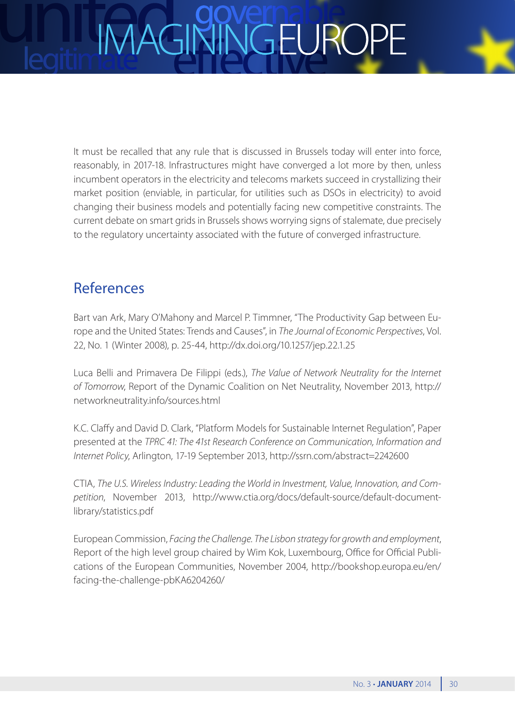It must be recalled that any rule that is discussed in Brussels today will enter into force, reasonably, in 2017-18. Infrastructures might have converged a lot more by then, unless incumbent operators in the electricity and telecoms markets succeed in crystallizing their market position (enviable, in particular, for utilities such as DSOs in electricity) to avoid changing their business models and potentially facing new competitive constraints. The current debate on smart grids in Brussels shows worrying signs of stalemate, due precisely to the regulatory uncertainty associated with the future of converged infrastructure.

## References

Bart van Ark, Mary O'Mahony and Marcel P. Timmner, "The Productivity Gap between Europe and the United States: Trends and Causes", in *The Journal of Economic Perspectives*, Vol. 22, No. 1 (Winter 2008), p. 25-44, http://dx.doi.org/10.1257/jep.22.1.25

Luca Belli and Primavera De Filippi (eds.), *The Value of Network Neutrality for the Internet of Tomorrow*, Report of the Dynamic Coalition on Net Neutrality, November 2013, http://networkneutrality.info/sources.html

K.C. Claffy and David D. Clark, "Platform Models for Sustainable Internet Regulation", Paper presented at the *TPRC 41: The 41st Research Conference on Communication, Information and Internet Policy*, Arlington, 17-19 September 2013, http://ssrn.com/abstract=2242600

CTIA, *The U.S. Wireless Industry: Leading the World in Investment, Value, Innovation, and Competition*, November 2013, http://www.ctia.org/docs/default-source/default-document-library/statistics.pdf

European Commission, *Facing the Challenge. The Lisbon strategy for growth and employment*, Report of the high level group chaired by Wim Kok, Luxembourg, Office for Official Publications of the European Communities, November 2004, http://bookshop.europa.eu/en/facing-the-challenge-pbKA6204260/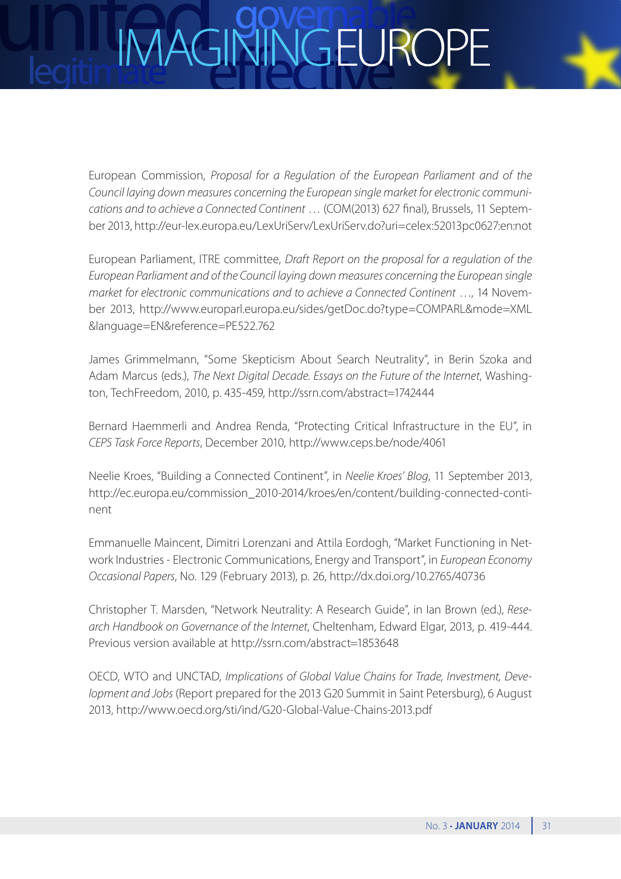European Commission, *Proposal for a Regulation of the European Parliament and of the Council laying down measures concerning the European single market for electronic communications and to achieve a Connected Continent* … (COM(2013) 627 final), Brussels, 11 September 2013, http://eur-lex.europa.eu/LexUriServ/LexUriServ.do?uri=celex:52013pc0627:en:not

European Parliament, ITRE committee, *Draft Report on the proposal for a regulation of the European Parliament and of the Council laying down measures concerning the European single market for electronic communications and to achieve a Connected Continent* …, 14 November 2013, http://www.europarl.europa.eu/sides/getDoc.do?type=COMPARL&mode=XML&language=EN&reference=PE522.762

James Grimmelmann, "Some Skepticism About Search Neutrality", in Berin Szoka and Adam Marcus (eds.), *The Next Digital Decade. Essays on the Future of the Internet*, Washington, TechFreedom, 2010, p. 435-459, http://ssrn.com/abstract=1742444

Bernard Haemmerli and Andrea Renda, "Protecting Critical Infrastructure in the EU", in *CEPS Task Force Reports*, December 2010, http://www.ceps.be/node/4061

Neelie Kroes, "Building a Connected Continent", in *Neelie Kroes' Blog*, 11 September 2013, http://ec.europa.eu/commission_2010-2014/kroes/en/content/building-connected-continent

Emmanuelle Maincent, Dimitri Lorenzani and Attila Eordogh, "Market Functioning in Network Industries - Electronic Communications, Energy and Transport", in *European Economy Occasional Papers*, No. 129 (February 2013), p. 26, http://dx.doi.org/10.2765/40736

Christopher T. Marsden, "Network Neutrality: A Research Guide", in Ian Brown (ed.), *Research Handbook on Governance of the Internet*, Cheltenham, Edward Elgar, 2013, p. 419-444. Previous version available at http://ssrn.com/abstract=1853648

OECD, WTO and UNCTAD, *Implications of Global Value Chains for Trade, Investment, Development and Jobs* (Report prepared for the 2013 G20 Summit in Saint Petersburg), 6 August 2013, http://www.oecd.org/sti/ind/G20-Global-Value-Chains-2013.pdf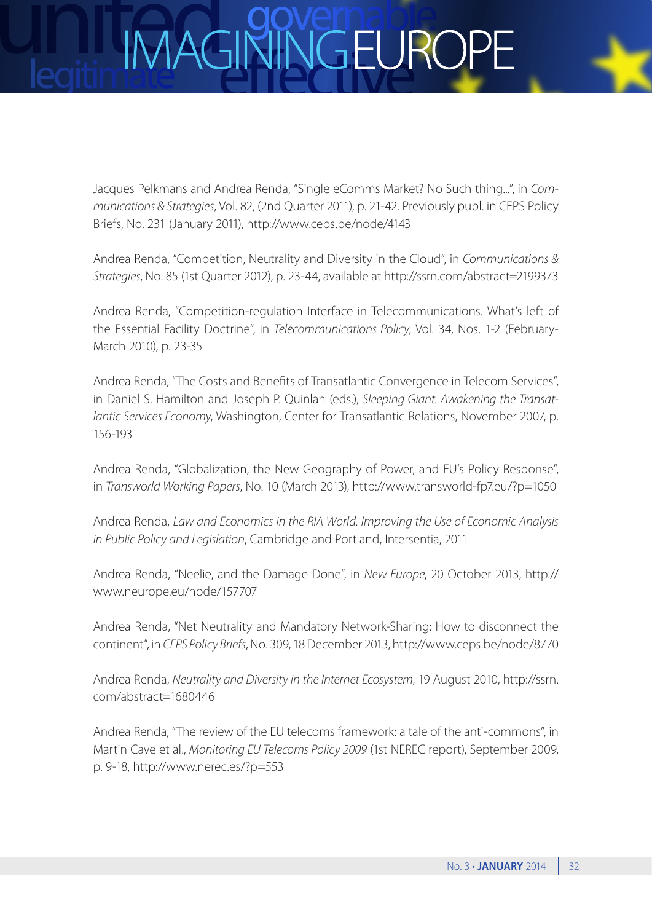Jacques Pelkmans and Andrea Renda, "Single eComms Market? No Such thing...", in *Communications & Strategies*, Vol. 82, (2nd Quarter 2011), p. 21-42. Previously publ. in CEPS Policy Briefs, No. 231 (January 2011), http://www.ceps.be/node/4143

Andrea Renda, "Competition, Neutrality and Diversity in the Cloud", in *Communications & Strategies*, No. 85 (1st Quarter 2012), p. 23-44, available at http://ssrn.com/abstract=2199373

Andrea Renda, "Competition-regulation Interface in Telecommunications. What's left of the Essential Facility Doctrine", in *Telecommunications Policy*, Vol. 34, Nos. 1-2 (February-March 2010), p. 23-35

Andrea Renda, "The Costs and Benefits of Transatlantic Convergence in Telecom Services", in Daniel S. Hamilton and Joseph P. Quinlan (eds.), *Sleeping Giant. Awakening the Transatlantic Services Economy*, Washington, Center for Transatlantic Relations, November 2007, p. 156-193

Andrea Renda, "Globalization, the New Geography of Power, and EU's Policy Response", in *Transworld Working Papers*, No. 10 (March 2013), http://www.transworld-fp7.eu/?p=1050

Andrea Renda, *Law and Economics in the RIA World. Improving the Use of Economic Analysis in Public Policy and Legislation*, Cambridge and Portland, Intersentia, 2011

Andrea Renda, "Neelie, and the Damage Done", in *New Europe*, 20 October 2013, http://www.neurope.eu/node/157707

Andrea Renda, "Net Neutrality and Mandatory Network-Sharing: How to disconnect the continent", in *CEPS Policy Briefs*, No. 309, 18 December 2013, http://www.ceps.be/node/8770

Andrea Renda, *Neutrality and Diversity in the Internet Ecosystem*, 19 August 2010, http://ssrn.com/abstract=1680446

Andrea Renda, "The review of the EU telecoms framework: a tale of the anti-commons", in Martin Cave et al., *Monitoring EU Telecoms Policy 2009* (1st NEREC report), September 2009, p. 9-18, http://www.nerec.es/?p=553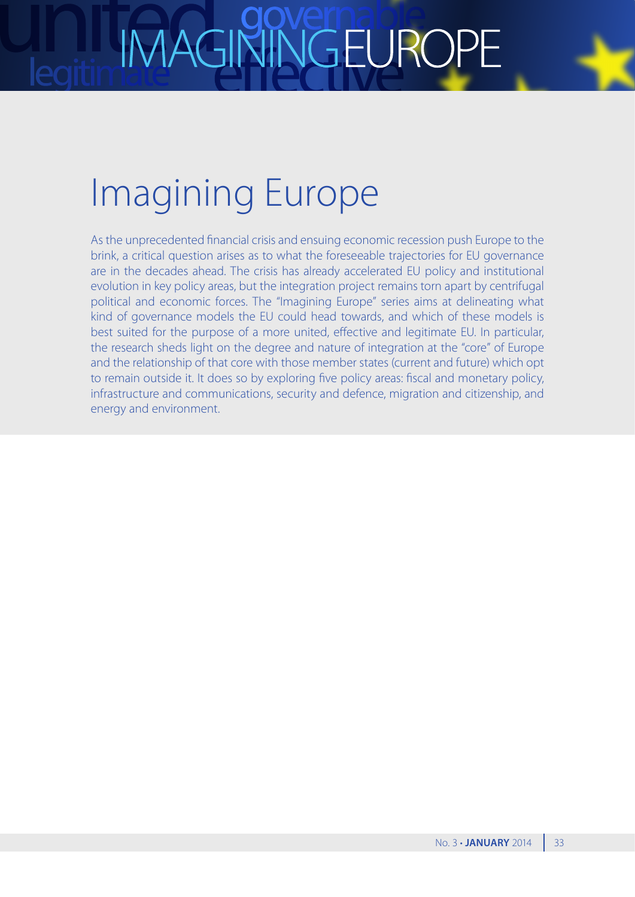# Imagining Europe

As the unprecedented financial crisis and ensuing economic recession push Europe to the brink, a critical question arises as to what the foreseeable trajectories for EU governance are in the decades ahead. The crisis has already accelerated EU policy and institutional evolution in key policy areas, but the integration project remains torn apart by centrifugal political and economic forces. The "Imagining Europe" series aims at delineating what kind of governance models the EU could head towards, and which of these models is best suited for the purpose of a more united, effective and legitimate EU. In particular, the research sheds light on the degree and nature of integration at the "core" of Europe and the relationship of that core with those member states (current and future) which opt to remain outside it. It does so by exploring five policy areas: fiscal and monetary policy, infrastructure and communications, security and defence, migration and citizenship, and energy and environment.